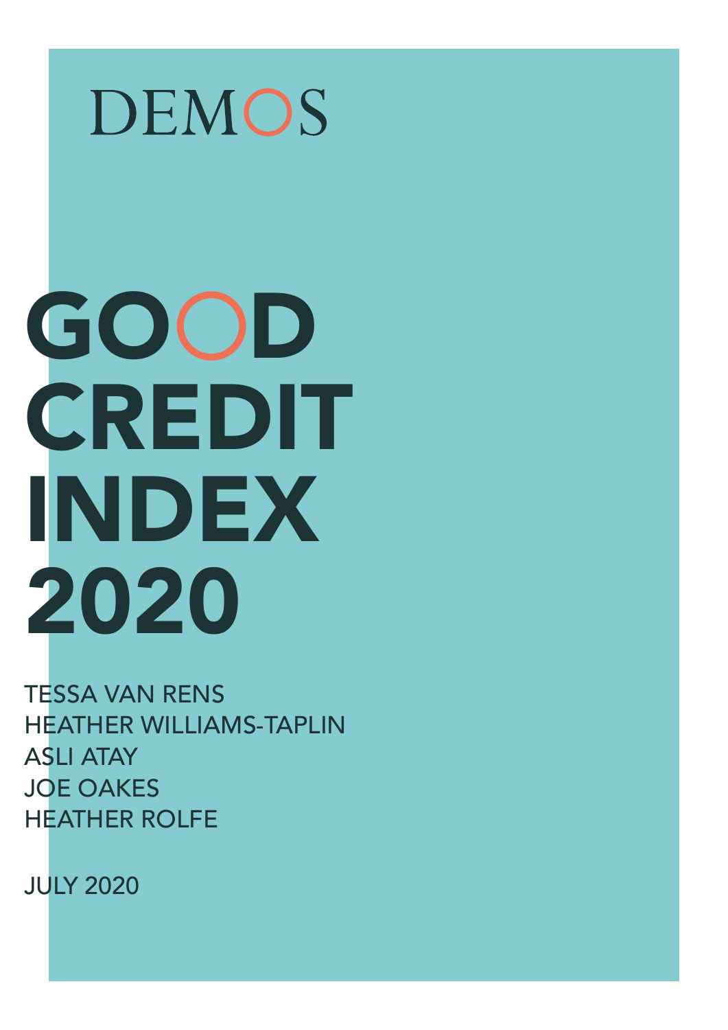DEMOS

# GOOD CREDIT INDEX 2020

TESSA VAN RENS
HEATHER WILLIAMS-TAPLIN
ASLI ATAY
JOE OAKES
HEATHER ROLFE

JULY 2020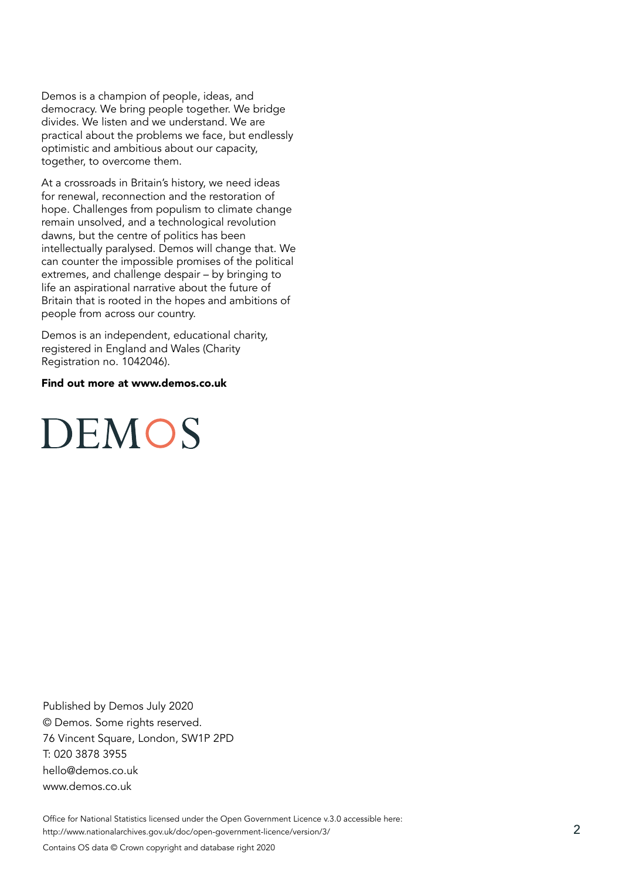Demos is a champion of people, ideas, and democracy. We bring people together. We bridge divides. We listen and we understand. We are practical about the problems we face, but endlessly optimistic and ambitious about our capacity, together, to overcome them.

At a crossroads in Britain's history, we need ideas for renewal, reconnection and the restoration of hope. Challenges from populism to climate change remain unsolved, and a technological revolution dawns, but the centre of politics has been intellectually paralysed. Demos will change that. We can counter the impossible promises of the political extremes, and challenge despair – by bringing to life an aspirational narrative about the future of Britain that is rooted in the hopes and ambitions of people from across our country.

Demos is an independent, educational charity, registered in England and Wales (Charity Registration no. 1042046).

**Find out more at www.demos.co.uk**

DEMOS

Published by Demos July 2020
© Demos. Some rights reserved.
76 Vincent Square, London, SW1P 2PD
T: 020 3878 3955
hello@demos.co.uk
www.demos.co.uk

Office for National Statistics licensed under the Open Government Licence v.3.0 accessible here: http://www.nationalarchives.gov.uk/doc/open-government-licence/version/3/

Contains OS data © Crown copyright and database right 2020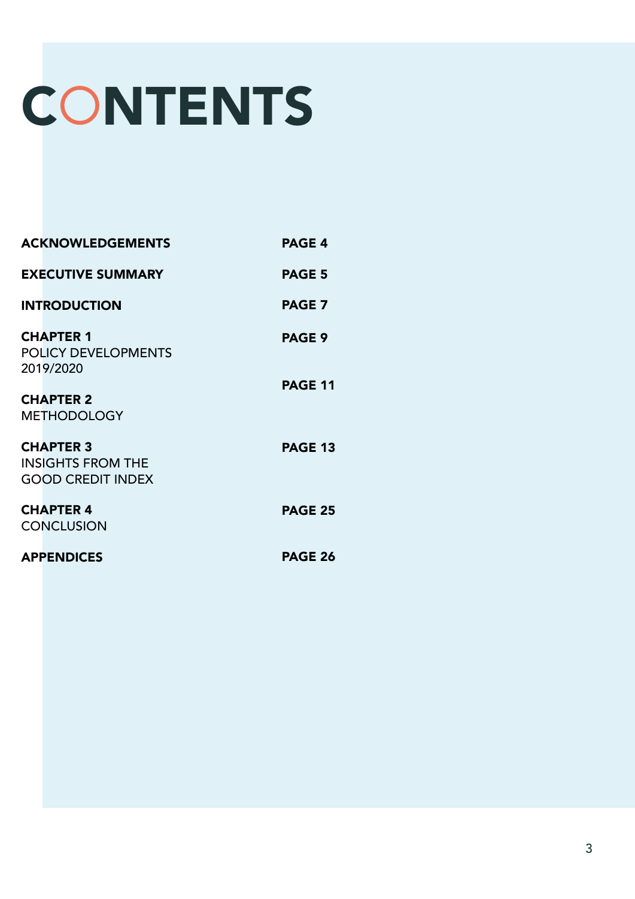# CONTENTS

**ACKNOWLEDGEMENTS** **PAGE 4**

**EXECUTIVE SUMMARY** **PAGE 5**

**INTRODUCTION** **PAGE 7**

**CHAPTER 1**
POLICY DEVELOPMENTS 2019/2020 **PAGE 9**

**CHAPTER 2**
METHODOLOGY **PAGE 11**

**CHAPTER 3**
INSIGHTS FROM THE GOOD CREDIT INDEX **PAGE 13**

**CHAPTER 4**
CONCLUSION **PAGE 25**

**APPENDICES** **PAGE 26**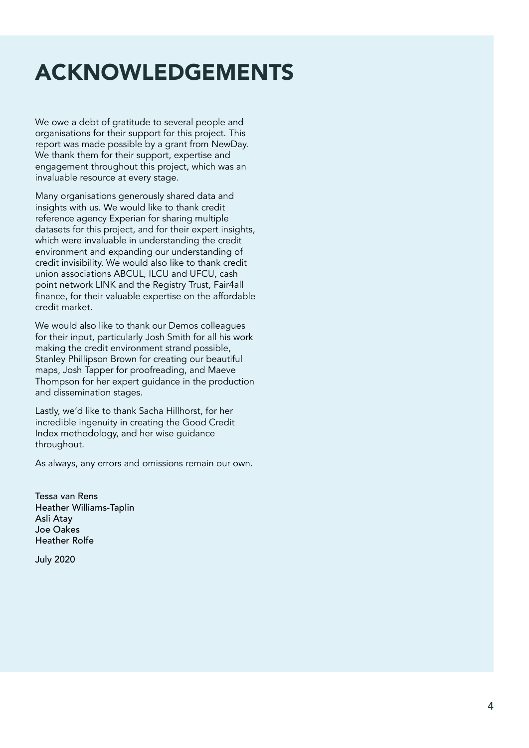# ACKNOWLEDGEMENTS

We owe a debt of gratitude to several people and organisations for their support for this project. This report was made possible by a grant from NewDay. We thank them for their support, expertise and engagement throughout this project, which was an invaluable resource at every stage.

Many organisations generously shared data and insights with us. We would like to thank credit reference agency Experian for sharing multiple datasets for this project, and for their expert insights, which were invaluable in understanding the credit environment and expanding our understanding of credit invisibility. We would also like to thank credit union associations ABCUL, ILCU and UFCU, cash point network LINK and the Registry Trust, Fair4all finance, for their valuable expertise on the affordable credit market.

We would also like to thank our Demos colleagues for their input, particularly Josh Smith for all his work making the credit environment strand possible, Stanley Phillipson Brown for creating our beautiful maps, Josh Tapper for proofreading, and Maeve Thompson for her expert guidance in the production and dissemination stages.

Lastly, we'd like to thank Sacha Hillhorst, for her incredible ingenuity in creating the Good Credit Index methodology, and her wise guidance throughout.

As always, any errors and omissions remain our own.

Tessa van Rens
Heather Williams-Taplin
Asli Atay
Joe Oakes
Heather Rolfe

July 2020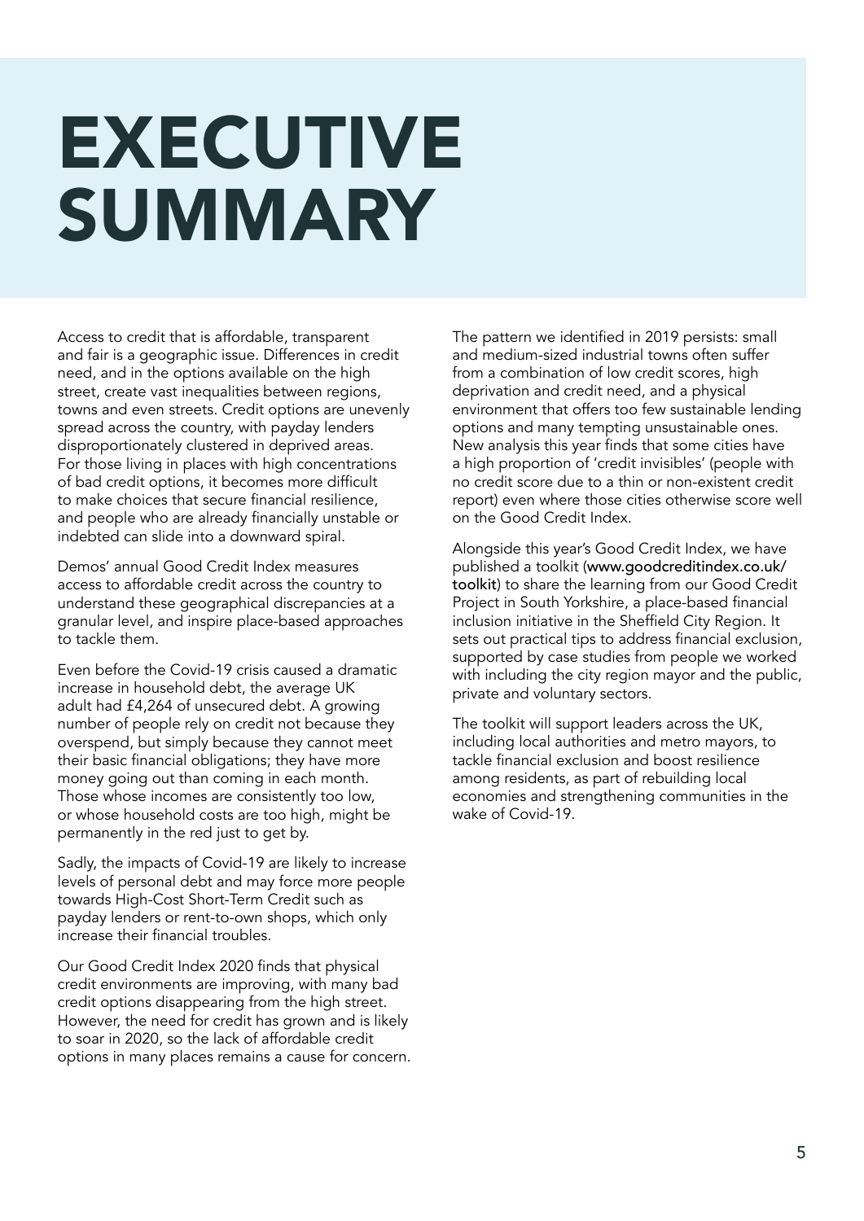# EXECUTIVE SUMMARY

Access to credit that is affordable, transparent and fair is a geographic issue. Differences in credit need, and in the options available on the high street, create vast inequalities between regions, towns and even streets. Credit options are unevenly spread across the country, with payday lenders disproportionately clustered in deprived areas. For those living in places with high concentrations of bad credit options, it becomes more difficult to make choices that secure financial resilience, and people who are already financially unstable or indebted can slide into a downward spiral.

Demos' annual Good Credit Index measures access to affordable credit across the country to understand these geographical discrepancies at a granular level, and inspire place-based approaches to tackle them.

Even before the Covid-19 crisis caused a dramatic increase in household debt, the average UK adult had £4,264 of unsecured debt. A growing number of people rely on credit not because they overspend, but simply because they cannot meet their basic financial obligations; they have more money going out than coming in each month. Those whose incomes are consistently too low, or whose household costs are too high, might be permanently in the red just to get by.

Sadly, the impacts of Covid-19 are likely to increase levels of personal debt and may force more people towards High-Cost Short-Term Credit such as payday lenders or rent-to-own shops, which only increase their financial troubles.

Our Good Credit Index 2020 finds that physical credit environments are improving, with many bad credit options disappearing from the high street. However, the need for credit has grown and is likely to soar in 2020, so the lack of affordable credit options in many places remains a cause for concern.

The pattern we identified in 2019 persists: small and medium-sized industrial towns often suffer from a combination of low credit scores, high deprivation and credit need, and a physical environment that offers too few sustainable lending options and many tempting unsustainable ones. New analysis this year finds that some cities have a high proportion of 'credit invisibles' (people with no credit score due to a thin or non-existent credit report) even where those cities otherwise score well on the Good Credit Index.

Alongside this year's Good Credit Index, we have published a toolkit (**www.goodcreditindex.co.uk/toolkit**) to share the learning from our Good Credit Project in South Yorkshire, a place-based financial inclusion initiative in the Sheffield City Region. It sets out practical tips to address financial exclusion, supported by case studies from people we worked with including the city region mayor and the public, private and voluntary sectors.

The toolkit will support leaders across the UK, including local authorities and metro mayors, to tackle financial exclusion and boost resilience among residents, as part of rebuilding local economies and strengthening communities in the wake of Covid-19.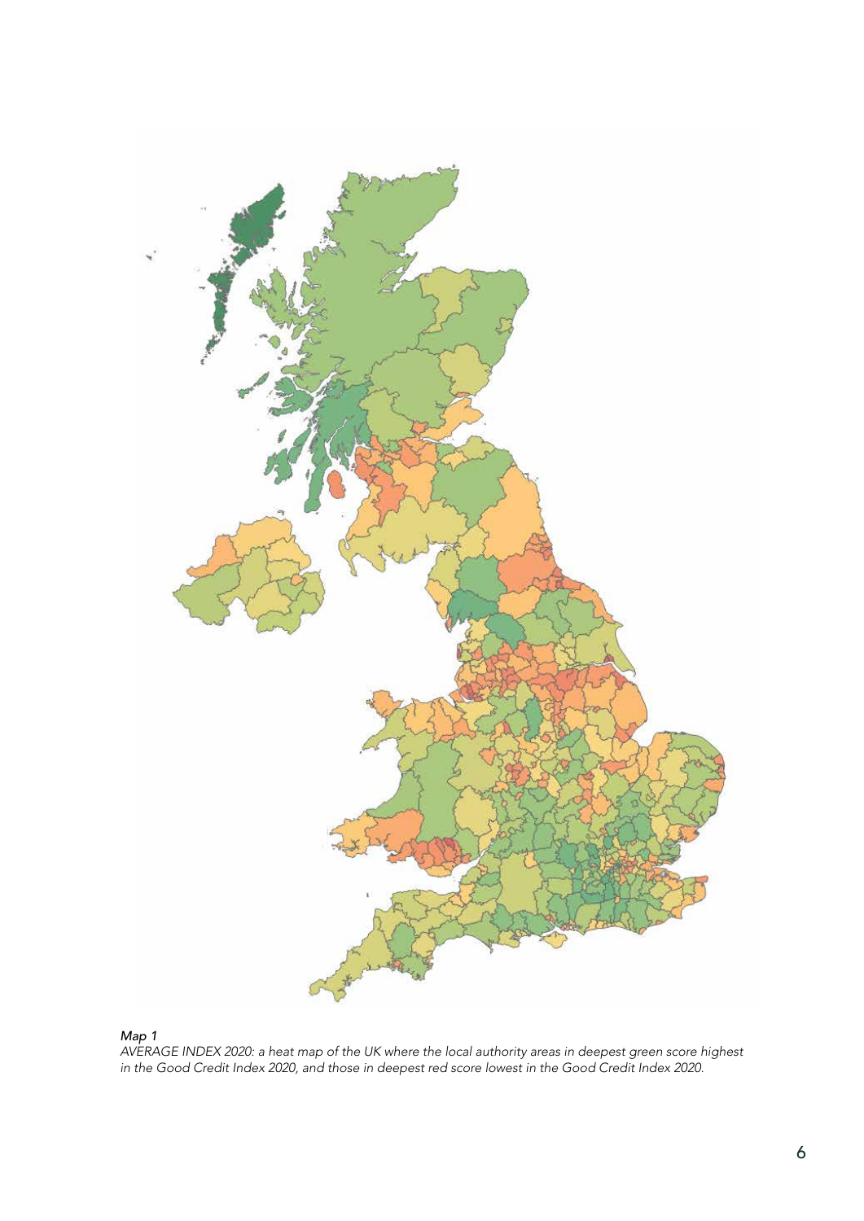*Map 1*

*AVERAGE INDEX 2020: a heat map of the UK where the local authority areas in deepest green score highest in the Good Credit Index 2020, and those in deepest red score lowest in the Good Credit Index 2020.*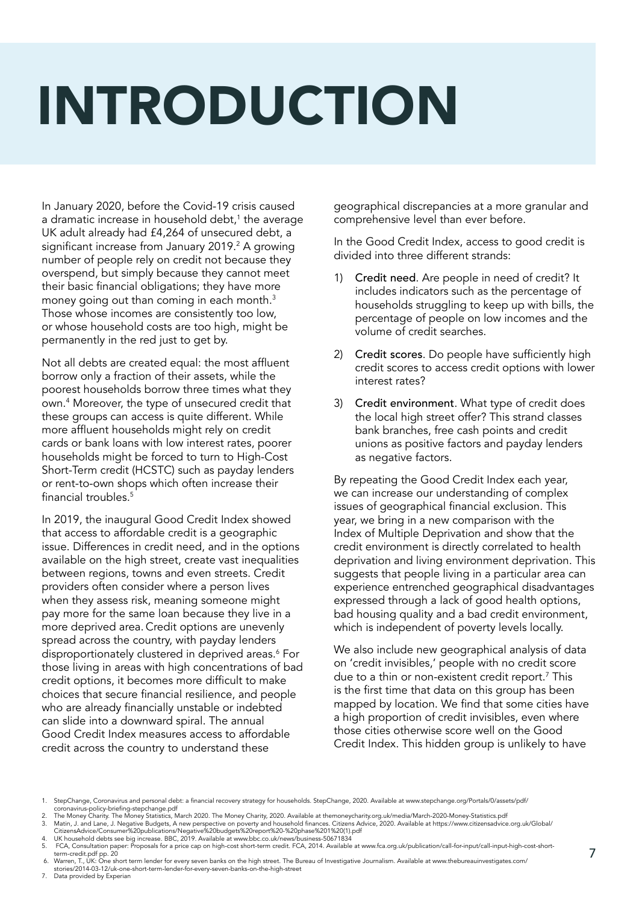# INTRODUCTION

In January 2020, before the Covid-19 crisis caused a dramatic increase in household debt,[1] the average UK adult already had £4,264 of unsecured debt, a significant increase from January 2019.[2] A growing number of people rely on credit not because they overspend, but simply because they cannot meet their basic financial obligations; they have more money going out than coming in each month.[3] Those whose incomes are consistently too low, or whose household costs are too high, might be permanently in the red just to get by.

Not all debts are created equal: the most affluent borrow only a fraction of their assets, while the poorest households borrow three times what they own.[4] Moreover, the type of unsecured credit that these groups can access is quite different. While more affluent households might rely on credit cards or bank loans with low interest rates, poorer households might be forced to turn to High-Cost Short-Term credit (HCSTC) such as payday lenders or rent-to-own shops which often increase their financial troubles.[5]

In 2019, the inaugural Good Credit Index showed that access to affordable credit is a geographic issue. Differences in credit need, and in the options available on the high street, create vast inequalities between regions, towns and even streets. Credit providers often consider where a person lives when they assess risk, meaning someone might pay more for the same loan because they live in a more deprived area. Credit options are unevenly spread across the country, with payday lenders disproportionately clustered in deprived areas.[6] For those living in areas with high concentrations of bad credit options, it becomes more difficult to make choices that secure financial resilience, and people who are already financially unstable or indebted can slide into a downward spiral. The annual Good Credit Index measures access to affordable credit across the country to understand these geographical discrepancies at a more granular and comprehensive level than ever before.

In the Good Credit Index, access to good credit is divided into three different strands:

1) **Credit need**. Are people in need of credit? It includes indicators such as the percentage of households struggling to keep up with bills, the percentage of people on low incomes and the volume of credit searches.
2) **Credit scores**. Do people have sufficiently high credit scores to access credit options with lower interest rates?
3) **Credit environment**. What type of credit does the local high street offer? This strand classes bank branches, free cash points and credit unions as positive factors and payday lenders as negative factors.

By repeating the Good Credit Index each year, we can increase our understanding of complex issues of geographical financial exclusion. This year, we bring in a new comparison with the Index of Multiple Deprivation and show that the credit environment is directly correlated to health deprivation and living environment deprivation. This suggests that people living in a particular area can experience entrenched geographical disadvantages expressed through a lack of good health options, bad housing quality and a bad credit environment, which is independent of poverty levels locally.

We also include new geographical analysis of data on 'credit invisibles,' people with no credit score due to a thin or non-existent credit report.[7] This is the first time that data on this group has been mapped by location. We find that some cities have a high proportion of credit invisibles, even where those cities otherwise score well on the Good Credit Index. This hidden group is unlikely to have

1. StepChange, Coronavirus and personal debt: a financial recovery strategy for households. StepChange, 2020. Available at www.stepchange.org/Portals/0/assets/pdf/coronavirus-policy-briefing-stepchange.pdf
2. The Money Charity. The Money Statistics, March 2020. The Money Charity, 2020. Available at themoneycharity.org.uk/media/March-2020-Money-Statistics.pdf
3. Matin, J. and Lane, J. Negative Budgets, A new perspective on poverty and household finances. Citizens Advice, 2020. Available at https://www.citizensadvice.org.uk/Global/CitizensAdvice/Consumer%20publications/Negative%20budgets%20report%20-%20phase%201%20(1).pdf
4. UK household debts see big increase. BBC, 2019. Available at www.bbc.co.uk/news/business-50671834
5. FCA, Consultation paper: Proposals for a price cap on high-cost short-term credit. FCA, 2014. Available at www.fca.org.uk/publication/call-for-input/call-input-high-cost-short-term-credit.pdf pp. 20
6. Warren, T., UK: One short term lender for every seven banks on the high street. The Bureau of Investigative Journalism. Available at www.thebureauinvestigates.com/stories/2014-03-12/uk-one-short-term-lender-for-every-seven-banks-on-the-high-street
7. Data provided by Experian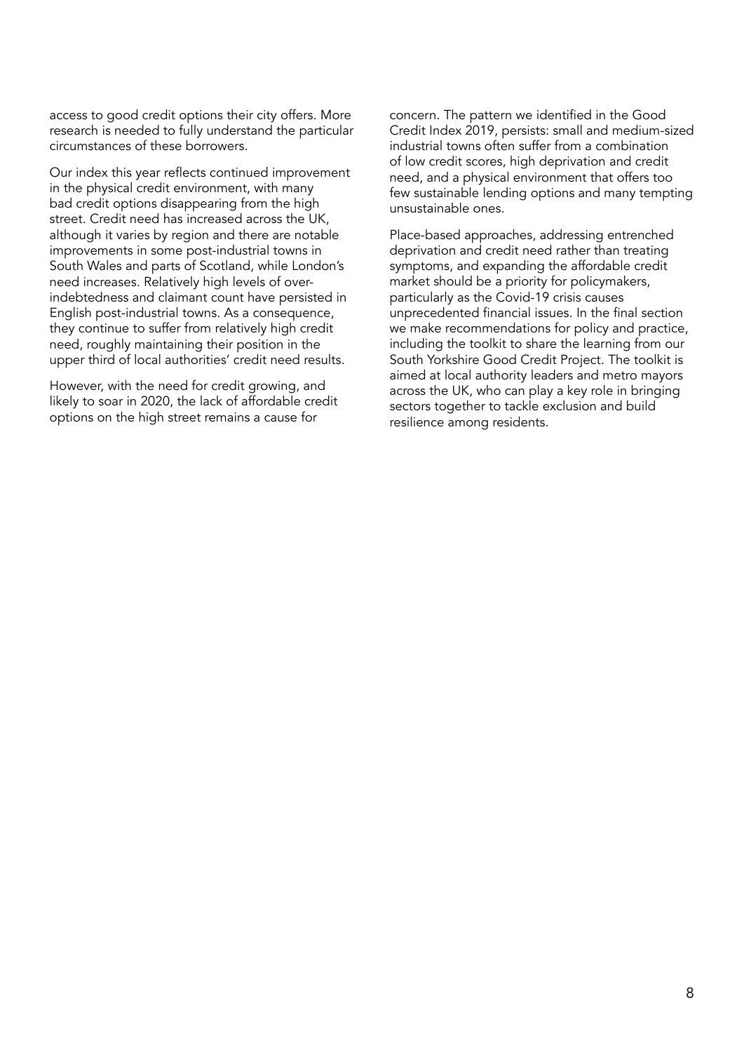access to good credit options their city offers. More research is needed to fully understand the particular circumstances of these borrowers.

Our index this year reflects continued improvement in the physical credit environment, with many bad credit options disappearing from the high street. Credit need has increased across the UK, although it varies by region and there are notable improvements in some post-industrial towns in South Wales and parts of Scotland, while London's need increases. Relatively high levels of over-indebtedness and claimant count have persisted in English post-industrial towns. As a consequence, they continue to suffer from relatively high credit need, roughly maintaining their position in the upper third of local authorities' credit need results.

However, with the need for credit growing, and likely to soar in 2020, the lack of affordable credit options on the high street remains a cause for concern. The pattern we identified in the Good Credit Index 2019, persists: small and medium-sized industrial towns often suffer from a combination of low credit scores, high deprivation and credit need, and a physical environment that offers too few sustainable lending options and many tempting unsustainable ones.

Place-based approaches, addressing entrenched deprivation and credit need rather than treating symptoms, and expanding the affordable credit market should be a priority for policymakers, particularly as the Covid-19 crisis causes unprecedented financial issues. In the final section we make recommendations for policy and practice, including the toolkit to share the learning from our South Yorkshire Good Credit Project. The toolkit is aimed at local authority leaders and metro mayors across the UK, who can play a key role in bringing sectors together to tackle exclusion and build resilience among residents.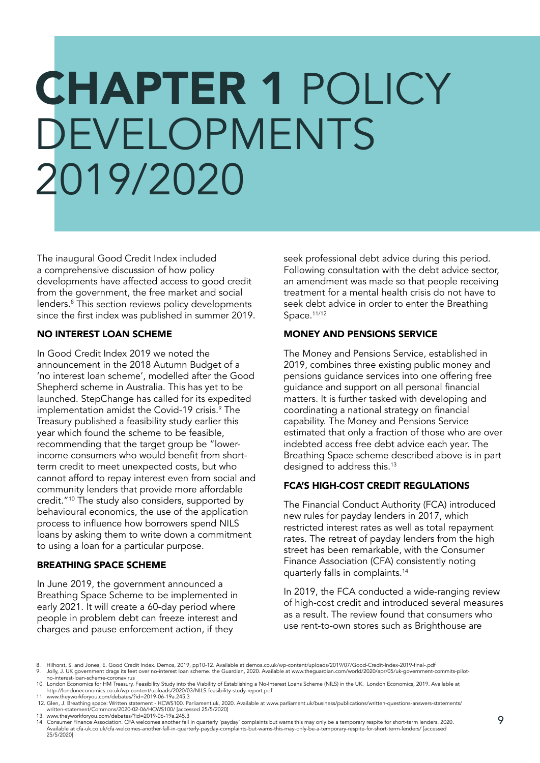# CHAPTER 1 POLICY DEVELOPMENTS 2019/2020

The inaugural Good Credit Index included a comprehensive discussion of how policy developments have affected access to good credit from the government, the free market and social lenders.[8] This section reviews policy developments since the first index was published in summer 2019.

## NO INTEREST LOAN SCHEME

In Good Credit Index 2019 we noted the announcement in the 2018 Autumn Budget of a 'no interest loan scheme', modelled after the Good Shepherd scheme in Australia. This has yet to be launched. StepChange has called for its expedited implementation amidst the Covid-19 crisis.[9] The Treasury published a feasibility study earlier this year which found the scheme to be feasible, recommending that the target group be "lower-income consumers who would benefit from short-term credit to meet unexpected costs, but who cannot afford to repay interest even from social and community lenders that provide more affordable credit."[10] The study also considers, supported by behavioural economics, the use of the application process to influence how borrowers spend NILS loans by asking them to write down a commitment to using a loan for a particular purpose.

## BREATHING SPACE SCHEME

In June 2019, the government announced a Breathing Space Scheme to be implemented in early 2021. It will create a 60-day period where people in problem debt can freeze interest and charges and pause enforcement action, if they seek professional debt advice during this period. Following consultation with the debt advice sector, an amendment was made so that people receiving treatment for a mental health crisis do not have to seek debt advice in order to enter the Breathing Space.[11/12]

## MONEY AND PENSIONS SERVICE

The Money and Pensions Service, established in 2019, combines three existing public money and pensions guidance services into one offering free guidance and support on all personal financial matters. It is further tasked with developing and coordinating a national strategy on financial capability. The Money and Pensions Service estimated that only a fraction of those who are over indebted access free debt advice each year. The Breathing Space scheme described above is in part designed to address this.[13]

## FCA'S HIGH-COST CREDIT REGULATIONS

The Financial Conduct Authority (FCA) introduced new rules for payday lenders in 2017, which restricted interest rates as well as total repayment rates. The retreat of payday lenders from the high street has been remarkable, with the Consumer Finance Association (CFA) consistently noting quarterly falls in complaints.[14]

In 2019, the FCA conducted a wide-ranging review of high-cost credit and introduced several measures as a result. The review found that consumers who use rent-to-own stores such as Brighthouse are

---

8. Hilhorst, S. and Jones, E. Good Credit Index. Demos, 2019, pp10-12. Available at demos.co.uk/wp-content/uploads/2019/07/Good-Credit-Index-2019-final-.pdf
9. Jolly, J. UK government drags its feet over no-interest loan scheme. the Guardian, 2020. Available at www.theguardian.com/world/2020/apr/05/uk-government-commits-pilot-no-interest-loan-scheme-coronavirus
10. London Economics for HM Treasury. Feasibility Study into the Viability of Establishing a No-Interest Loans Scheme (NILS) in the UK. London Economics, 2019. Available at http://londoneconomics.co.uk/wp-content/uploads/2020/03/NILS-feasibility-study-report.pdf
11. www.theyworkforyou.com/debates/?id=2019-06-19a.245.3
12. Glen, J. Breathing space: Written statement - HCWS100. Parliament.uk, 2020. Available at www.parliament.uk/business/publications/written-questions-answers-statements/written-statement/Commons/2020-02-06/HCWS100/ [accessed 25/5/2020]
13. www.theyworkforyou.com/debates/?id=2019-06-19a.245.3
14. Consumer Finance Association. CFA welcomes another fall in quarterly 'payday' complaints but warns this may only be a temporary respite for short-term lenders. 2020. Available at cfa-uk.co.uk/cfa-welcomes-another-fall-in-quarterly-payday-complaints-but-warns-this-may-only-be-a-temporary-respite-for-short-term-lenders/ [accessed 25/5/2020]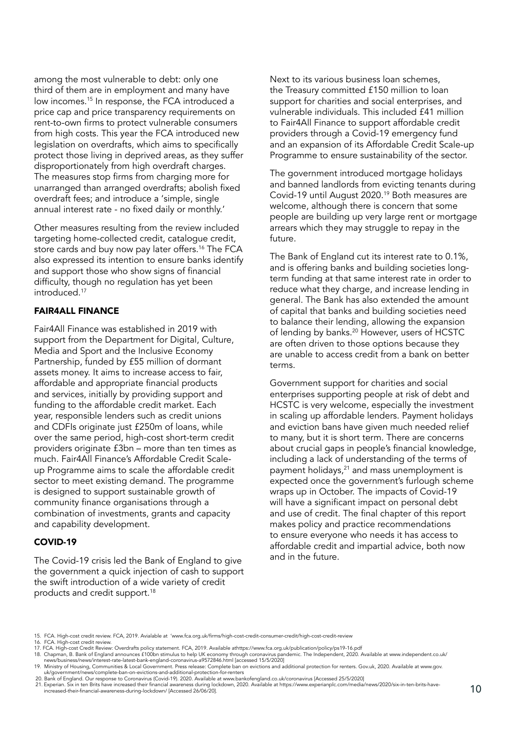among the most vulnerable to debt: only one third of them are in employment and many have low incomes.[15] In response, the FCA introduced a price cap and price transparency requirements on rent-to-own firms to protect vulnerable consumers from high costs. This year the FCA introduced new legislation on overdrafts, which aims to specifically protect those living in deprived areas, as they suffer disproportionately from high overdraft charges. The measures stop firms from charging more for unarranged than arranged overdrafts; abolish fixed overdraft fees; and introduce a 'simple, single annual interest rate - no fixed daily or monthly.'

Other measures resulting from the review included targeting home-collected credit, catalogue credit, store cards and buy now pay later offers.[16] The FCA also expressed its intention to ensure banks identify and support those who show signs of financial difficulty, though no regulation has yet been introduced.[17]

### FAIR4ALL FINANCE

Fair4All Finance was established in 2019 with support from the Department for Digital, Culture, Media and Sport and the Inclusive Economy Partnership, funded by £55 million of dormant assets money. It aims to increase access to fair, affordable and appropriate financial products and services, initially by providing support and funding to the affordable credit market. Each year, responsible lenders such as credit unions and CDFIs originate just £250m of loans, while over the same period, high-cost short-term credit providers originate £3bn – more than ten times as much. Fair4All Finance's Affordable Credit Scale-up Programme aims to scale the affordable credit sector to meet existing demand. The programme is designed to support sustainable growth of community finance organisations through a combination of investments, grants and capacity and capability development.

### COVID-19

The Covid-19 crisis led the Bank of England to give the government a quick injection of cash to support the swift introduction of a wide variety of credit products and credit support.[18]

Next to its various business loan schemes, the Treasury committed £150 million to loan support for charities and social enterprises, and vulnerable individuals. This included £41 million to Fair4All Finance to support affordable credit providers through a Covid-19 emergency fund and an expansion of its Affordable Credit Scale-up Programme to ensure sustainability of the sector.

The government introduced mortgage holidays and banned landlords from evicting tenants during Covid-19 until August 2020.[19] Both measures are welcome, although there is concern that some people are building up very large rent or mortgage arrears which they may struggle to repay in the future.

The Bank of England cut its interest rate to 0.1%, and is offering banks and building societies long-term funding at that same interest rate in order to reduce what they charge, and increase lending in general. The Bank has also extended the amount of capital that banks and building societies need to balance their lending, allowing the expansion of lending by banks.[20] However, users of HCSTC are often driven to those options because they are unable to access credit from a bank on better terms.

Government support for charities and social enterprises supporting people at risk of debt and HCSTC is very welcome, especially the investment in scaling up affordable lenders. Payment holidays and eviction bans have given much needed relief to many, but it is short term. There are concerns about crucial gaps in people's financial knowledge, including a lack of understanding of the terms of payment holidays,[21] and mass unemployment is expected once the government's furlough scheme wraps up in October. The impacts of Covid-19 will have a significant impact on personal debt and use of credit. The final chapter of this report makes policy and practice recommendations to ensure everyone who needs it has access to affordable credit and impartial advice, both now and in the future.

15. FCA. High-cost credit review. FCA, 2019. Avialable at 'www.fca.org.uk/firms/high-cost-credit-consumer-credit/high-cost-credit-review
16. FCA. High-cost credit review.
17. FCA. High-cost Credit Review: Overdrafts policy statement. FCA, 2019. Available athttps://www.fca.org.uk/publication/policy/ps19-16.pdf
18. Chapman, B. Bank of England announces £100bn stimulus to help UK economy through coronavirus pandemic. The Independent, 2020. Available at www.independent.co.uk/news/business/news/interest-rate-latest-bank-england-coronavirus-a9572846.html [accessed 15/5/2020]
19. Ministry of Housing, Communities & Local Government. Press release: Complete ban on evictions and additional protection for renters. Gov.uk, 2020. Available at www.gov.uk/government/news/complete-ban-on-evictions-and-additional-protection-for-renters
20. Bank of England. Our response to Coronavirus (Covid-19). 2020. Available at www.bankofengland.co.uk/coronavirus [Accessed 25/5/2020]
21. Experian. Six in ten Brits have increased their financial awareness during lockdown, 2020. Available at https://www.experianplc.com/media/news/2020/six-in-ten-brits-have-increased-their-financial-awareness-during-lockdown/ [Accessed 26/06/20].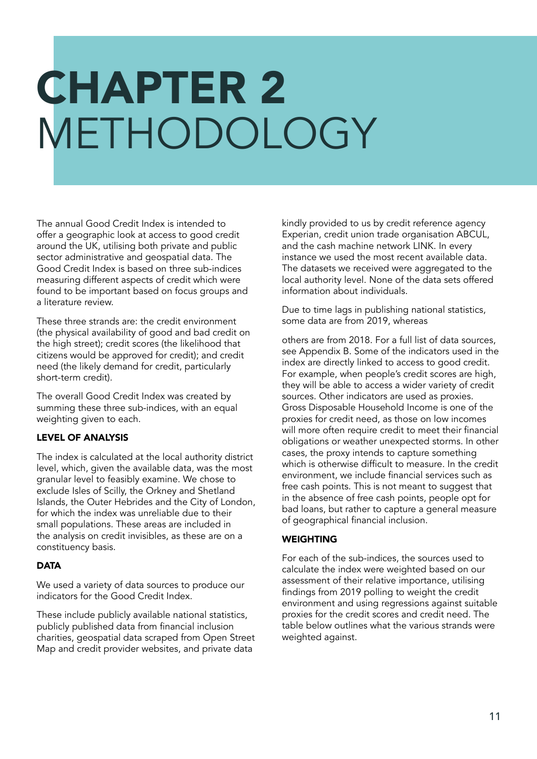# CHAPTER 2 METHODOLOGY

The annual Good Credit Index is intended to offer a geographic look at access to good credit around the UK, utilising both private and public sector administrative and geospatial data. The Good Credit Index is based on three sub-indices measuring different aspects of credit which were found to be important based on focus groups and a literature review.

These three strands are: the credit environment (the physical availability of good and bad credit on the high street); credit scores (the likelihood that citizens would be approved for credit); and credit need (the likely demand for credit, particularly short-term credit).

The overall Good Credit Index was created by summing these three sub-indices, with an equal weighting given to each.

### LEVEL OF ANALYSIS

The index is calculated at the local authority district level, which, given the available data, was the most granular level to feasibly examine. We chose to exclude Isles of Scilly, the Orkney and Shetland Islands, the Outer Hebrides and the City of London, for which the index was unreliable due to their small populations. These areas are included in the analysis on credit invisibles, as these are on a constituency basis.

### DATA

We used a variety of data sources to produce our indicators for the Good Credit Index.

These include publicly available national statistics, publicly published data from financial inclusion charities, geospatial data scraped from Open Street Map and credit provider websites, and private data kindly provided to us by credit reference agency Experian, credit union trade organisation ABCUL, and the cash machine network LINK. In every instance we used the most recent available data. The datasets we received were aggregated to the local authority level. None of the data sets offered information about individuals.

Due to time lags in publishing national statistics, some data are from 2019, whereas others are from 2018. For a full list of data sources, see Appendix B. Some of the indicators used in the index are directly linked to access to good credit. For example, when people's credit scores are high, they will be able to access a wider variety of credit sources. Other indicators are used as proxies. Gross Disposable Household Income is one of the proxies for credit need, as those on low incomes will more often require credit to meet their financial obligations or weather unexpected storms. In other cases, the proxy intends to capture something which is otherwise difficult to measure. In the credit environment, we include financial services such as free cash points. This is not meant to suggest that in the absence of free cash points, people opt for bad loans, but rather to capture a general measure of geographical financial inclusion.

### WEIGHTING

For each of the sub-indices, the sources used to calculate the index were weighted based on our assessment of their relative importance, utilising findings from 2019 polling to weight the credit environment and using regressions against suitable proxies for the credit scores and credit need. The table below outlines what the various strands were weighted against.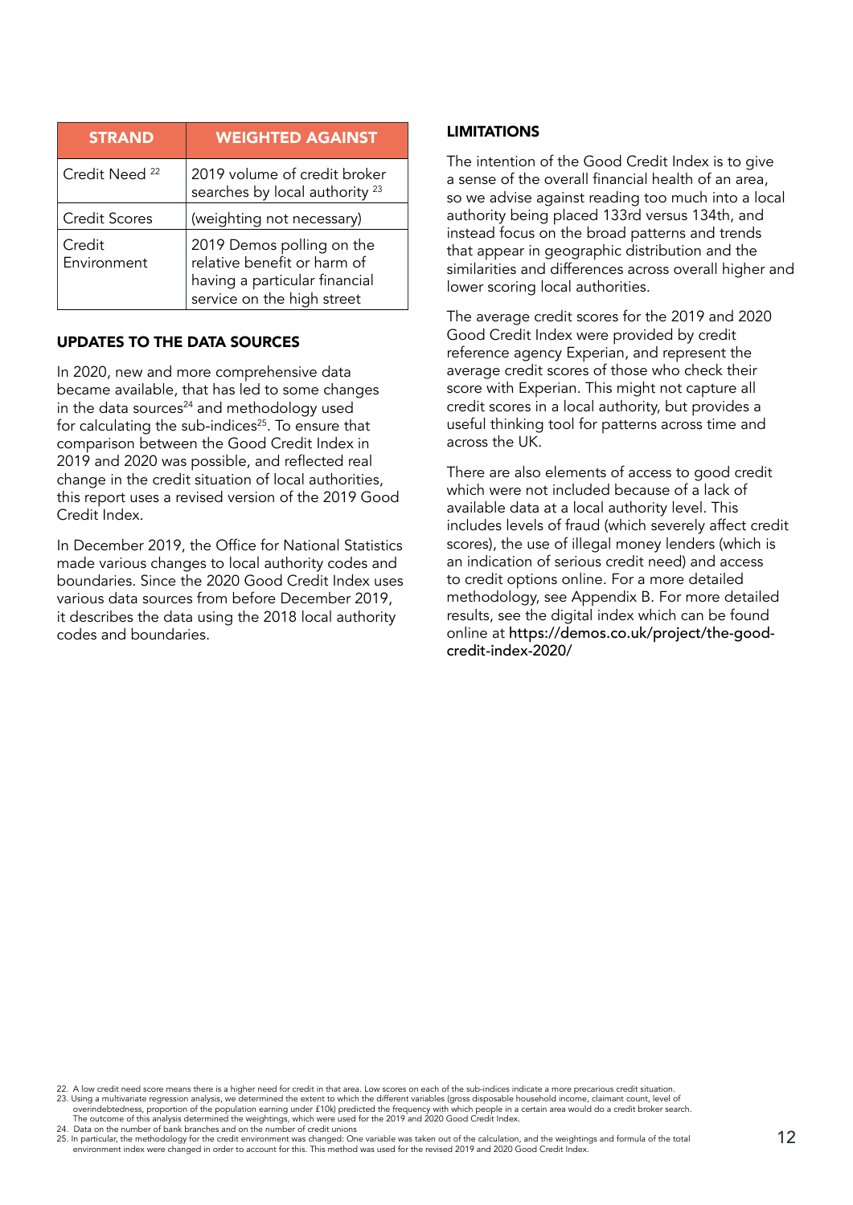| STRAND | WEIGHTED AGAINST |
| --- | --- |
| Credit Need [22] | 2019 volume of credit broker searches by local authority [23] |
| Credit Scores | (weighting not necessary) |
| Credit Environment | 2019 Demos polling on the relative benefit or harm of having a particular financial service on the high street |

### UPDATES TO THE DATA SOURCES

In 2020, new and more comprehensive data became available, that has led to some changes in the data sources[24] and methodology used for calculating the sub-indices[25]. To ensure that comparison between the Good Credit Index in 2019 and 2020 was possible, and reflected real change in the credit situation of local authorities, this report uses a revised version of the 2019 Good Credit Index.

In December 2019, the Office for National Statistics made various changes to local authority codes and boundaries. Since the 2020 Good Credit Index uses various data sources from before December 2019, it describes the data using the 2018 local authority codes and boundaries.

### LIMITATIONS

The intention of the Good Credit Index is to give a sense of the overall financial health of an area, so we advise against reading too much into a local authority being placed 133rd versus 134th, and instead focus on the broad patterns and trends that appear in geographic distribution and the similarities and differences across overall higher and lower scoring local authorities.

The average credit scores for the 2019 and 2020 Good Credit Index were provided by credit reference agency Experian, and represent the average credit scores of those who check their score with Experian. This might not capture all credit scores in a local authority, but provides a useful thinking tool for patterns across time and across the UK.

There are also elements of access to good credit which were not included because of a lack of available data at a local authority level. This includes levels of fraud (which severely affect credit scores), the use of illegal money lenders (which is an indication of serious credit need) and access to credit options online. For a more detailed methodology, see Appendix B. For more detailed results, see the digital index which can be found online at https://demos.co.uk/project/the-good-credit-index-2020/

22. A low credit need score means there is a higher need for credit in that area. Low scores on each of the sub-indices indicate a more precarious credit situation.
23. Using a multivariate regression analysis, we determined the extent to which the different variables (gross disposable household income, claimant count, level of overindebtedness, proportion of the population earning under £10k) predicted the frequency with which people in a certain area would do a credit broker search. The outcome of this analysis determined the weightings, which were used for the 2019 and 2020 Good Credit Index.
24. Data on the number of bank branches and on the number of credit unions
25. In particular, the methodology for the credit environment was changed: One variable was taken out of the calculation, and the weightings and formula of the total environment index were changed in order to account for this. This method was used for the revised 2019 and 2020 Good Credit Index.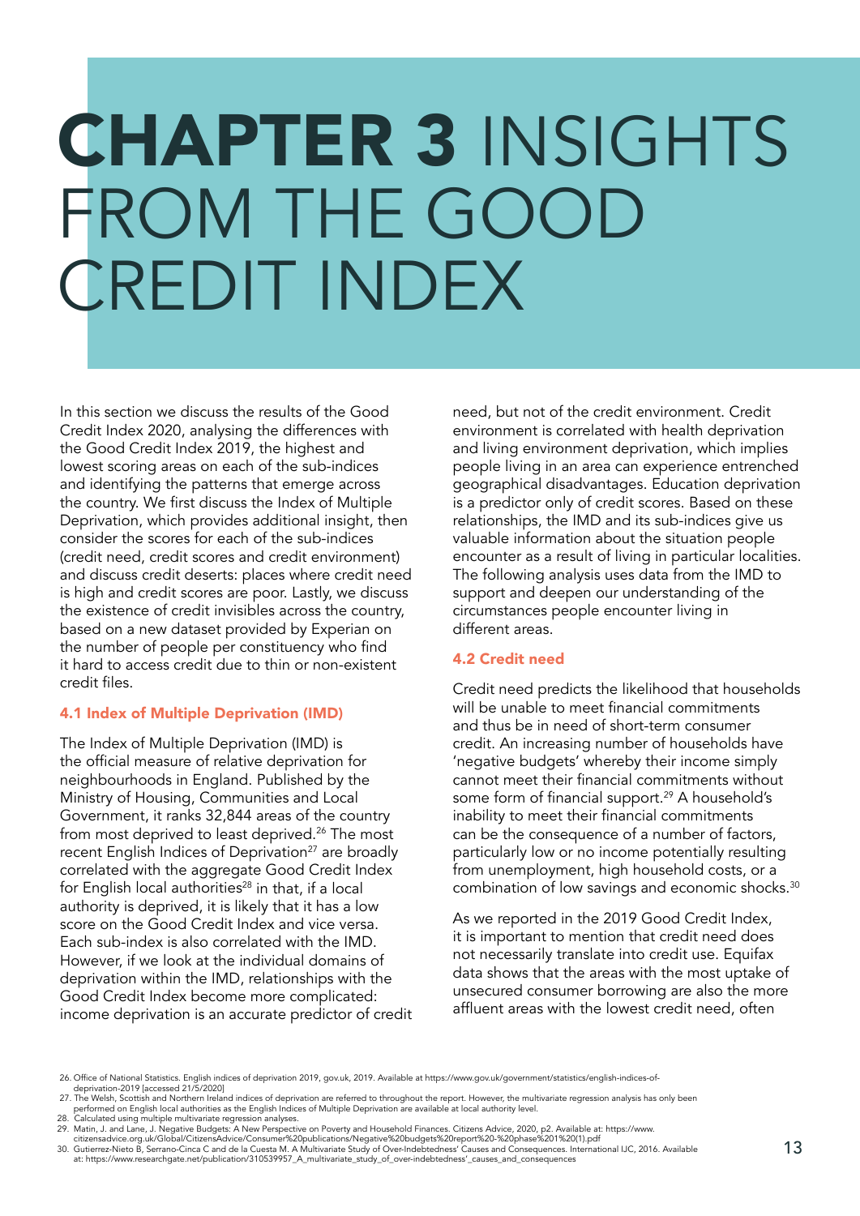# CHAPTER 3 INSIGHTS FROM THE GOOD CREDIT INDEX

In this section we discuss the results of the Good Credit Index 2020, analysing the differences with the Good Credit Index 2019, the highest and lowest scoring areas on each of the sub-indices and identifying the patterns that emerge across the country. We first discuss the Index of Multiple Deprivation, which provides additional insight, then consider the scores for each of the sub-indices (credit need, credit scores and credit environment) and discuss credit deserts: places where credit need is high and credit scores are poor. Lastly, we discuss the existence of credit invisibles across the country, based on a new dataset provided by Experian on the number of people per constituency who find it hard to access credit due to thin or non-existent credit files.

### 4.1 Index of Multiple Deprivation (IMD)

The Index of Multiple Deprivation (IMD) is the official measure of relative deprivation for neighbourhoods in England. Published by the Ministry of Housing, Communities and Local Government, it ranks 32,844 areas of the country from most deprived to least deprived.[26] The most recent English Indices of Deprivation[27] are broadly correlated with the aggregate Good Credit Index for English local authorities[28] in that, if a local authority is deprived, it is likely that it has a low score on the Good Credit Index and vice versa. Each sub-index is also correlated with the IMD. However, if we look at the individual domains of deprivation within the IMD, relationships with the Good Credit Index become more complicated: income deprivation is an accurate predictor of credit need, but not of the credit environment. Credit environment is correlated with health deprivation and living environment deprivation, which implies people living in an area can experience entrenched geographical disadvantages. Education deprivation is a predictor only of credit scores. Based on these relationships, the IMD and its sub-indices give us valuable information about the situation people encounter as a result of living in particular localities. The following analysis uses data from the IMD to support and deepen our understanding of the circumstances people encounter living in different areas.

### 4.2 Credit need

Credit need predicts the likelihood that households will be unable to meet financial commitments and thus be in need of short-term consumer credit. An increasing number of households have 'negative budgets' whereby their income simply cannot meet their financial commitments without some form of financial support.[29] A household's inability to meet their financial commitments can be the consequence of a number of factors, particularly low or no income potentially resulting from unemployment, high household costs, or a combination of low savings and economic shocks.[30]

As we reported in the 2019 Good Credit Index, it is important to mention that credit need does not necessarily translate into credit use. Equifax data shows that the areas with the most uptake of unsecured consumer borrowing are also the more affluent areas with the lowest credit need, often

26. Office of National Statistics. English indices of deprivation 2019, gov.uk, 2019. Available at https://www.gov.uk/government/statistics/english-indices-of-deprivation-2019 [accessed 21/5/2020]
27. The Welsh, Scottish and Northern Ireland indices of deprivation are referred to throughout the report. However, the multivariate regression analysis has only been performed on English local authorities as the English Indices of Multiple Deprivation are available at local authority level.
28. Calculated using multiple multivariate regression analyses.
29. Matin, J. and Lane, J. Negative Budgets: A New Perspective on Poverty and Household Finances. Citizens Advice, 2020, p2. Available at: https://www.citizensadvice.org.uk/Global/CitizensAdvice/Consumer%20publications/Negative%20budgets%20report%20-%20phase%201%20(1).pdf
30. Gutierrez-Nieto B, Serrano-Cinca C and de la Cuesta M. A Multivariate Study of Over-Indebtedness' Causes and Consequences. International IJC, 2016. Available at: https://www.researchgate.net/publication/310539957_A_multivariate_study_of_over-indebtedness'_causes_and_consequences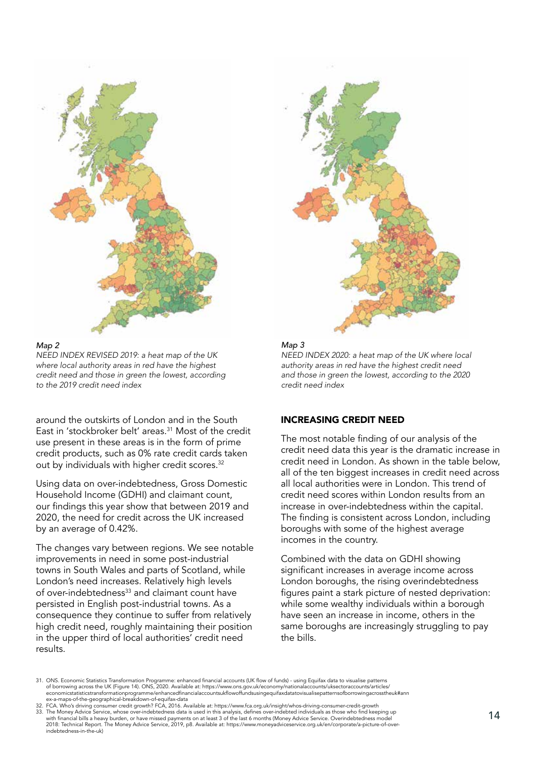*Map 2*

*NEED INDEX REVISED 2019: a heat map of the UK where local authority areas in red have the highest credit need and those in green the lowest, according to the 2019 credit need index*

*Map 3*

*NEED INDEX 2020: a heat map of the UK where local authority areas in red have the highest credit need and those in green the lowest, according to the 2020 credit need index*

around the outskirts of London and in the South East in 'stockbroker belt' areas.[31] Most of the credit use present in these areas is in the form of prime credit products, such as 0% rate credit cards taken out by individuals with higher credit scores.[32]

Using data on over-indebtedness, Gross Domestic Household Income (GDHI) and claimant count, our findings this year show that between 2019 and 2020, the need for credit across the UK increased by an average of 0.42%.

The changes vary between regions. We see notable improvements in need in some post-industrial towns in South Wales and parts of Scotland, while London's need increases. Relatively high levels of over-indebtedness[33] and claimant count have persisted in English post-industrial towns. As a consequence they continue to suffer from relatively high credit need, roughly maintaining their position in the upper third of local authorities' credit need results.

### INCREASING CREDIT NEED

The most notable finding of our analysis of the credit need data this year is the dramatic increase in credit need in London. As shown in the table below, all of the ten biggest increases in credit need across all local authorities were in London. This trend of credit need scores within London results from an increase in over-indebtedness within the capital. The finding is consistent across London, including boroughs with some of the highest average incomes in the country.

Combined with the data on GDHI showing significant increases in average income across London boroughs, the rising overindebtedness figures paint a stark picture of nested deprivation: while some wealthy individuals within a borough have seen an increase in income, others in the same boroughs are increasingly struggling to pay the bills.

31. ONS. Economic Statistics Transformation Programme: enhanced financial accounts (UK flow of funds) - using Equifax data to visualise patterns of borrowing across the UK (Figure 14). ONS, 2020. Available at: https://www.ons.gov.uk/economy/nationalaccounts/uksectoraccounts/articles/economicstatisticstransformationprogramme/enhancedfinancialaccountsukflowoffundsusingequifaxdatatovisualisepatternsofborrowingacrosstheuk#annex-a-maps-of-the-geographical-breakdown-of-equifax-data
32. FCA. Who's driving consumer credit growth? FCA, 2016. Available at: https://www.fca.org.uk/insight/whos-driving-consumer-credit-growth
33. The Money Advice Service, whose over-indebtedness data is used in this analysis, defines over-indebted individuals as those who find keeping up with financial bills a heavy burden, or have missed payments on at least 3 of the last 6 months (Money Advice Service. Overindebtedness model 2018: Technical Report. The Money Advice Service, 2019, p8. Available at: https://www.moneyadviceservice.org.uk/en/corporate/a-picture-of-over-indebtedness-in-the-uk)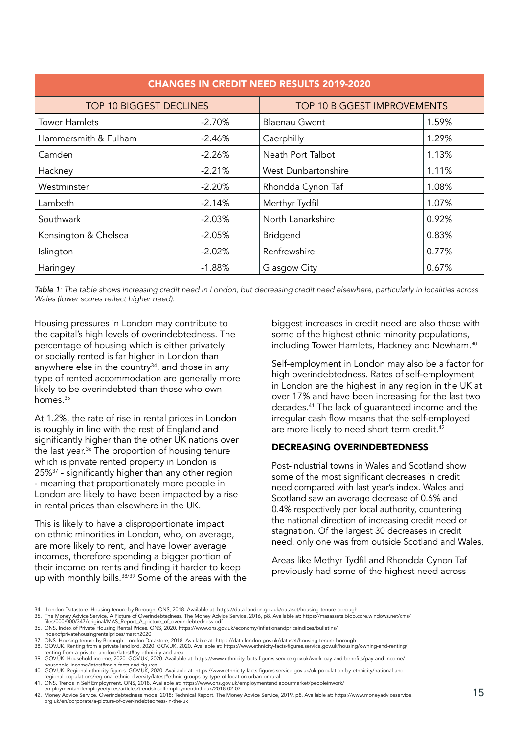| CHANGES IN CREDIT NEED RESULTS 2019-2020 | | | |
|---|---|---|---|
| TOP 10 BIGGEST DECLINES | | TOP 10 BIGGEST IMPROVEMENTS | |
| Tower Hamlets | -2.70% | Blaenau Gwent | 1.59% |
| Hammersmith & Fulham | -2.46% | Caerphilly | 1.29% |
| Camden | -2.26% | Neath Port Talbot | 1.13% |
| Hackney | -2.21% | West Dunbartonshire | 1.11% |
| Westminster | -2.20% | Rhondda Cynon Taf | 1.08% |
| Lambeth | -2.14% | Merthyr Tydfil | 1.07% |
| Southwark | -2.03% | North Lanarkshire | 0.92% |
| Kensington & Chelsea | -2.05% | Bridgend | 0.83% |
| Islington | -2.02% | Renfrewshire | 0.77% |
| Haringey | -1.88% | Glasgow City | 0.67% |

*Table 1: The table shows increasing credit need in London, but decreasing credit need elsewhere, particularly in localities across Wales (lower scores reflect higher need).*

Housing pressures in London may contribute to the capital's high levels of overindebtedness. The percentage of housing which is either privately or socially rented is far higher in London than anywhere else in the country[34], and those in any type of rented accommodation are generally more likely to be overindebted than those who own homes.[35]

At 1.2%, the rate of rise in rental prices in London is roughly in line with the rest of England and significantly higher than the other UK nations over the last year.[36] The proportion of housing tenure which is private rented property in London is 25%[37] - significantly higher than any other region - meaning that proportionately more people in London are likely to have been impacted by a rise in rental prices than elsewhere in the UK.

This is likely to have a disproportionate impact on ethnic minorities in London, who, on average, are more likely to rent, and have lower average incomes, therefore spending a bigger portion of their income on rents and finding it harder to keep up with monthly bills.[38/39] Some of the areas with the biggest increases in credit need are also those with some of the highest ethnic minority populations, including Tower Hamlets, Hackney and Newham.[40]

Self-employment in London may also be a factor for high overindebtedness. Rates of self-employment in London are the highest in any region in the UK at over 17% and have been increasing for the last two decades.[41] The lack of guaranteed income and the irregular cash flow means that the self-employed are more likely to need short term credit.[42]

## DECREASING OVERINDEBTEDNESS

Post-industrial towns in Wales and Scotland show some of the most significant decreases in credit need compared with last year's index. Wales and Scotland saw an average decrease of 0.6% and 0.4% respectively per local authority, countering the national direction of increasing credit need or stagnation. Of the largest 30 decreases in credit need, only one was from outside Scotland and Wales.

Areas like Methyr Tydfil and Rhondda Cynon Taf previously had some of the highest need across

34. London Datastore. Housing tenure by Borough. ONS, 2018. Available at: https://data.london.gov.uk/dataset/housing-tenure-borough
35. The Money Advice Service. A Picture of Overindebtedness. The Money Advice Service, 2016, p8. Available at: https://masassets.blob.core.windows.net/cms/files/000/000/347/original/MAS_Report_A_picture_of_overindebtedness.pdf
36. ONS. Index of Private Housing Rental Prices. ONS, 2020. https://www.ons.gov.uk/economy/inflationandpriceindices/bulletins/indexofprivatehousingrentalprices/march2020
37. ONS. Housing tenure by Borough. London Datastore, 2018. Available at: https://data.london.gov.uk/dataset/housing-tenure-borough
38. GOV.UK. Renting from a private landlord, 2020. GOV.UK, 2020. Available at: https://www.ethnicity-facts-figures.service.gov.uk/housing/owning-and-renting/renting-from-a-private-landlord/latest#by-ethnicity-and-area
39. GOV.UK. Household income, 2020. GOV.UK, 2020. Available at: https://www.ethnicity-facts-figures.service.gov.uk/work-pay-and-benefits/pay-and-income/household-income/latest#main-facts-and-figures
40. GOV.UK. Regional ethnicity figures. GOV.UK, 2020. Available at: https://www.ethnicity-facts-figures.service.gov.uk/uk-population-by-ethnicity/national-and-regional-populations/regional-ethnic-diversity/latest#ethnic-groups-by-type-of-location-urban-or-rural
41. ONS. Trends in Self Employment. ONS, 2018. Available at: https://www.ons.gov.uk/employmentandlabourmarket/peopleinwork/employmentandemployeetypes/articles/trendsinselfemploymentintheuk/2018-02-07
42. Money Advice Service. Overindebtedness model 2018: Technical Report. The Money Advice Service, 2019, p8. Available at: https://www.moneyadviceservice.org.uk/en/corporate/a-picture-of-over-indebtedness-in-the-uk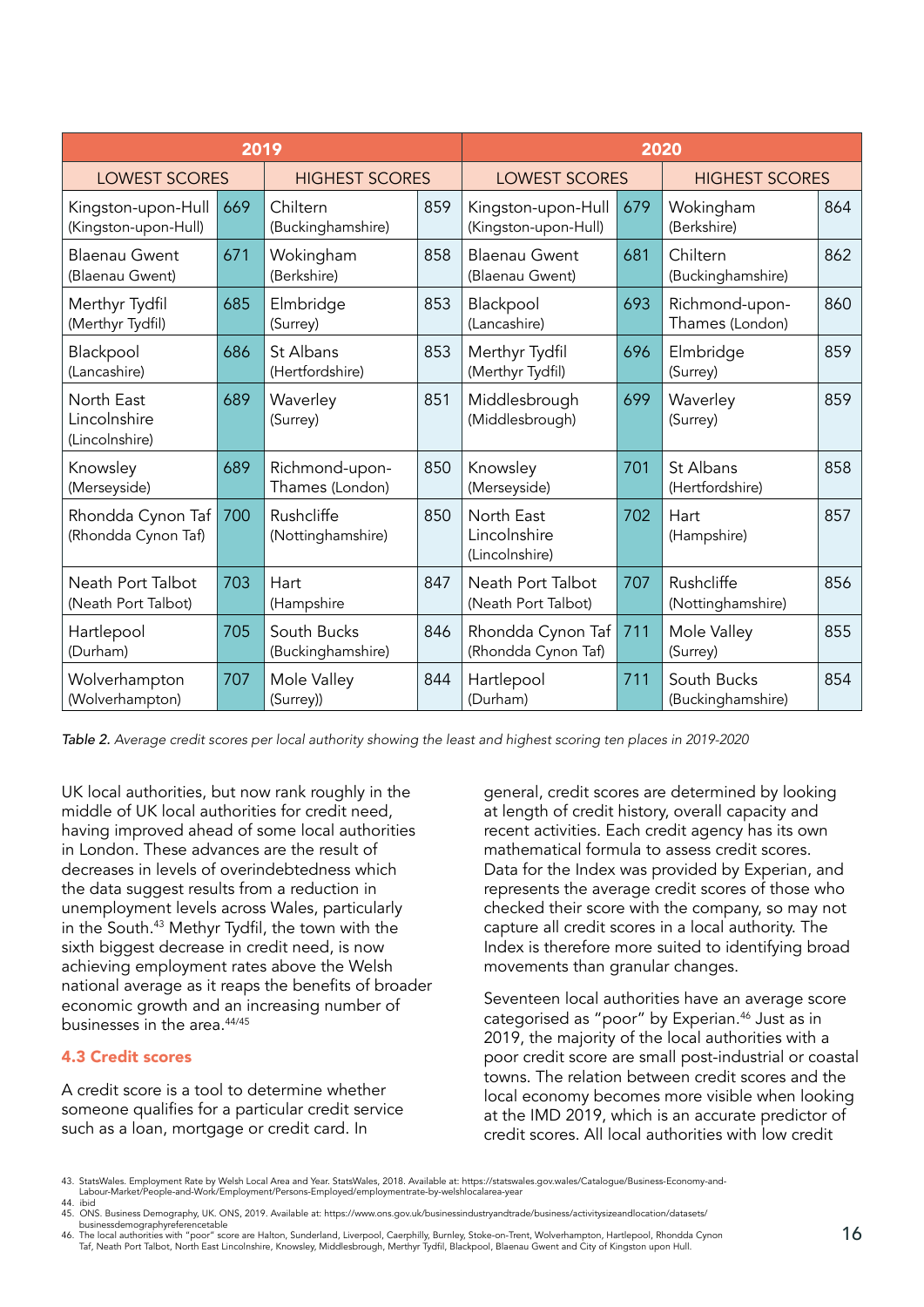| 2019 | | | | 2020 | | | |
|---|---|---|---|---|---|---|---|
| LOWEST SCORES | | HIGHEST SCORES | | LOWEST SCORES | | HIGHEST SCORES | |
| Kingston-upon-Hull (Kingston-upon-Hull) | 669 | Chiltern (Buckinghamshire) | 859 | Kingston-upon-Hull (Kingston-upon-Hull) | 679 | Wokingham (Berkshire) | 864 |
| Blaenau Gwent (Blaenau Gwent) | 671 | Wokingham (Berkshire) | 858 | Blaenau Gwent (Blaenau Gwent) | 681 | Chiltern (Buckinghamshire) | 862 |
| Merthyr Tydfil (Merthyr Tydfil) | 685 | Elmbridge (Surrey) | 853 | Blackpool (Lancashire) | 693 | Richmond-upon-Thames (London) | 860 |
| Blackpool (Lancashire) | 686 | St Albans (Hertfordshire) | 853 | Merthyr Tydfil (Merthyr Tydfil) | 696 | Elmbridge (Surrey) | 859 |
| North East Lincolnshire (Lincolnshire) | 689 | Waverley (Surrey) | 851 | Middlesbrough (Middlesbrough) | 699 | Waverley (Surrey) | 859 |
| Knowsley (Merseyside) | 689 | Richmond-upon-Thames (London) | 850 | Knowsley (Merseyside) | 701 | St Albans (Hertfordshire) | 858 |
| Rhondda Cynon Taf (Rhondda Cynon Taf) | 700 | Rushcliffe (Nottinghamshire) | 850 | North East Lincolnshire (Lincolnshire) | 702 | Hart (Hampshire) | 857 |
| Neath Port Talbot (Neath Port Talbot) | 703 | Hart (Hampshire | 847 | Neath Port Talbot (Neath Port Talbot) | 707 | Rushcliffe (Nottinghamshire) | 856 |
| Hartlepool (Durham) | 705 | South Bucks (Buckinghamshire) | 846 | Rhondda Cynon Taf (Rhondda Cynon Taf) | 711 | Mole Valley (Surrey) | 855 |
| Wolverhampton (Wolverhampton) | 707 | Mole Valley (Surrey)) | 844 | Hartlepool (Durham) | 711 | South Bucks (Buckinghamshire) | 854 |

*Table 2. Average credit scores per local authority showing the least and highest scoring ten places in 2019-2020*

UK local authorities, but now rank roughly in the middle of UK local authorities for credit need, having improved ahead of some local authorities in London. These advances are the result of decreases in levels of overindebtedness which the data suggest results from a reduction in unemployment levels across Wales, particularly in the South.[43] Methyr Tydfil, the town with the sixth biggest decrease in credit need, is now achieving employment rates above the Welsh national average as it reaps the benefits of broader economic growth and an increasing number of businesses in the area.[44/45]

### 4.3 Credit scores

A credit score is a tool to determine whether someone qualifies for a particular credit service such as a loan, mortgage or credit card. In general, credit scores are determined by looking at length of credit history, overall capacity and recent activities. Each credit agency has its own mathematical formula to assess credit scores. Data for the Index was provided by Experian, and represents the average credit scores of those who checked their score with the company, so may not capture all credit scores in a local authority. The Index is therefore more suited to identifying broad movements than granular changes.

Seventeen local authorities have an average score categorised as "poor" by Experian.[46] Just as in 2019, the majority of the local authorities with a poor credit score are small post-industrial or coastal towns. The relation between credit scores and the local economy becomes more visible when looking at the IMD 2019, which is an accurate predictor of credit scores. All local authorities with low credit

43. StatsWales. Employment Rate by Welsh Local Area and Year. StatsWales, 2018. Available at: https://statswales.gov.wales/Catalogue/Business-Economy-and-Labour-Market/People-and-Work/Employment/Persons-Employed/employmentrate-by-welshlocalarea-year
44. ibid
45. ONS. Business Demography, UK. ONS, 2019. Available at: https://www.ons.gov.uk/businessindustryandtrade/business/activitysizeandlocation/datasets/businessdemographyreferencetable
46. The local authorities with "poor" score are Halton, Sunderland, Liverpool, Caerphilly, Burnley, Stoke-on-Trent, Wolverhampton, Hartlepool, Rhondda Cynon Taf, Neath Port Talbot, North East Lincolnshire, Knowsley, Middlesbrough, Merthyr Tydfil, Blackpool, Blaenau Gwent and City of Kingston upon Hull.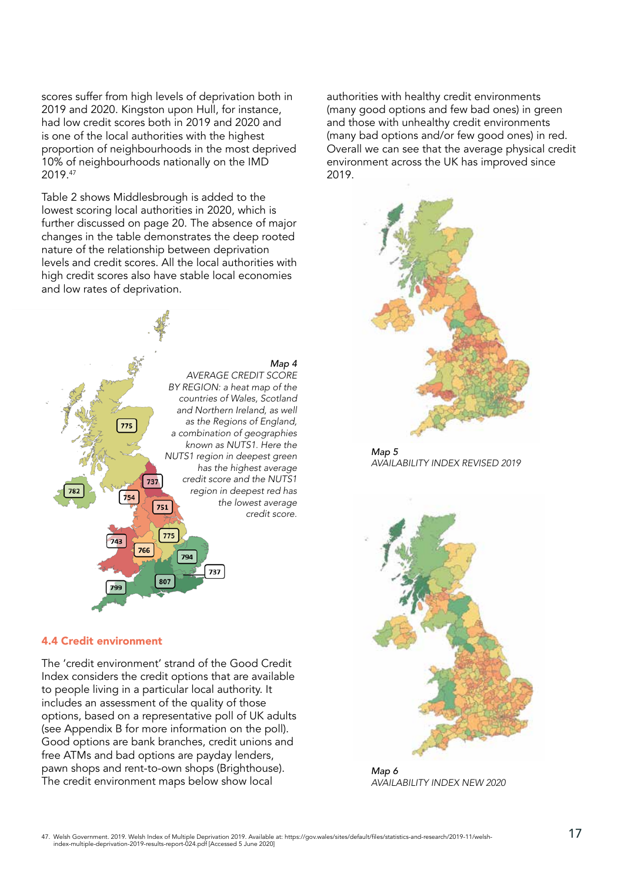scores suffer from high levels of deprivation both in 2019 and 2020. Kingston upon Hull, for instance, had low credit scores both in 2019 and 2020 and is one of the local authorities with the highest proportion of neighbourhoods in the most deprived 10% of neighbourhoods nationally on the IMD 2019.[47]

Table 2 shows Middlesbrough is added to the lowest scoring local authorities in 2020, which is further discussed on page 20. The absence of major changes in the table demonstrates the deep rooted nature of the relationship between deprivation levels and credit scores. All the local authorities with high credit scores also have stable local economies and low rates of deprivation.

775
782
754
737
751
743
766
775
794
737
807
799

*Map 4*

*AVERAGE CREDIT SCORE BY REGION: a heat map of the countries of Wales, Scotland and Northern Ireland, as well as the Regions of England, a combination of geographies known as NUTS1. Here the NUTS1 region in deepest green has the highest average credit score and the NUTS1 region in deepest red has the lowest average credit score.*

## 4.4 Credit environment

The 'credit environment' strand of the Good Credit Index considers the credit options that are available to people living in a particular local authority. It includes an assessment of the quality of those options, based on a representative poll of UK adults (see Appendix B for more information on the poll). Good options are bank branches, credit unions and free ATMs and bad options are payday lenders, pawn shops and rent-to-own shops (Brighthouse). The credit environment maps below show local authorities with healthy credit environments (many good options and few bad ones) in green and those with unhealthy credit environments (many bad options and/or few good ones) in red. Overall we can see that the average physical credit environment across the UK has improved since 2019.

*Map 5*

*AVAILABILITY INDEX REVISED 2019*

*Map 6*

*AVAILABILITY INDEX NEW 2020*

47. Welsh Government. 2019. Welsh Index of Multiple Deprivation 2019. Available at: https://gov.wales/sites/default/files/statistics-and-research/2019-11/welsh-index-multiple-deprivation-2019-results-report-024.pdf [Accessed 5 June 2020]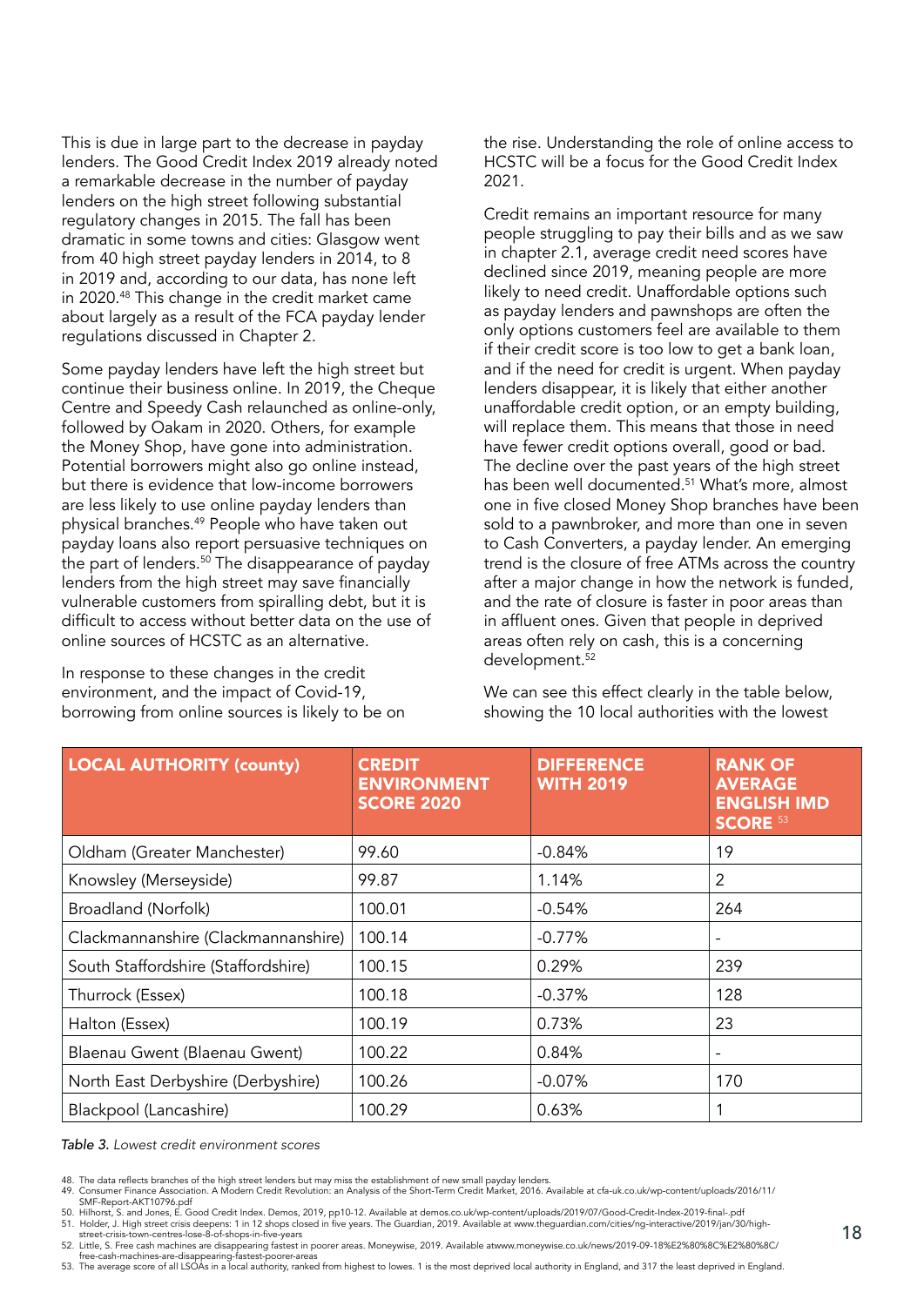This is due in large part to the decrease in payday lenders. The Good Credit Index 2019 already noted a remarkable decrease in the number of payday lenders on the high street following significant regulatory changes in 2015. The fall has been dramatic in some towns and cities: Glasgow went from 40 high street payday lenders in 2014, to 8 in 2019 and, according to our data, has none left in 2020.[48] This change in the credit market came about largely as a result of the FCA payday lender regulations discussed in Chapter 2.

Some payday lenders have left the high street but continue their business online. In 2019, the Cheque Centre and Speedy Cash relaunched as online-only, followed by Oakam in 2020. Others, for example the Money Shop, have gone into administration. Potential borrowers might also go online instead, but there is evidence that low-income borrowers are less likely to use online payday lenders than physical branches.[49] People who have taken out payday loans also report persuasive techniques on the part of lenders.[50] The disappearance of payday lenders from the high street may save financially vulnerable customers from spiralling debt, but it is difficult to access without better data on the use of online sources of HCSTC as an alternative.

In response to these changes in the credit environment, and the impact of Covid-19, borrowing from online sources is likely to be on the rise. Understanding the role of online access to HCSTC will be a focus for the Good Credit Index 2021.

Credit remains an important resource for many people struggling to pay their bills and as we saw in chapter 2.1, average credit need scores have declined since 2019, meaning people are more likely to need credit. Unaffordable options such as payday lenders and pawnshops are often the only options customers feel are available to them if their credit score is too low to get a bank loan, and if the need for credit is urgent. When payday lenders disappear, it is likely that either another unaffordable credit option, or an empty building, will replace them. This means that those in need have fewer credit options overall, good or bad. The decline over the past years of the high street has been well documented.[51] What's more, almost one in five closed Money Shop branches have been sold to a pawnbroker, and more than one in seven to Cash Converters, a payday lender. An emerging trend is the closure of free ATMs across the country after a major change in how the network is funded, and the rate of closure is faster in poor areas than in affluent ones. Given that people in deprived areas often rely on cash, this is a concerning development.[52]

We can see this effect clearly in the table below, showing the 10 local authorities with the lowest

| LOCAL AUTHORITY (county) | CREDIT ENVIRONMENT SCORE 2020 | DIFFERENCE WITH 2019 | RANK OF AVERAGE ENGLISH IMD SCORE [53] |
|---|---|---|---|
| Oldham (Greater Manchester) | 99.60 | -0.84% | 19 |
| Knowsley (Merseyside) | 99.87 | 1.14% | 2 |
| Broadland (Norfolk) | 100.01 | -0.54% | 264 |
| Clackmannanshire (Clackmannanshire) | 100.14 | -0.77% | - |
| South Staffordshire (Staffordshire) | 100.15 | 0.29% | 239 |
| Thurrock (Essex) | 100.18 | -0.37% | 128 |
| Halton (Essex) | 100.19 | 0.73% | 23 |
| Blaenau Gwent (Blaenau Gwent) | 100.22 | 0.84% | - |
| North East Derbyshire (Derbyshire) | 100.26 | -0.07% | 170 |
| Blackpool (Lancashire) | 100.29 | 0.63% | 1 |

*Table 3. Lowest credit environment scores*

48. The data reflects branches of the high street lenders but may miss the establishment of new small payday lenders.
49. Consumer Finance Association. A Modern Credit Revolution: an Analysis of the Short-Term Credit Market, 2016. Available at cfa-uk.co.uk/wp-content/uploads/2016/11/SMF-Report-AKT10796.pdf
50. Hilhorst, S. and Jones, E. Good Credit Index. Demos, 2019, pp10-12. Available at demos.co.uk/wp-content/uploads/2019/07/Good-Credit-Index-2019-final-.pdf
51. Holder, J. High street crisis deepens: 1 in 12 shops closed in five years. The Guardian, 2019. Available at www.theguardian.com/cities/ng-interactive/2019/jan/30/high-street-crisis-town-centres-lose-8-of-shops-in-five-years
52. Little, S. Free cash machines are disappearing fastest in poorer areas. Moneywise, 2019. Available atwww.moneywise.co.uk/news/2019-09-18%E2%80%8C%E2%80%8C/free-cash-machines-are-disappearing-fastest-poorer-areas
53. The average score of all LSOAs in a local authority, ranked from highest to lowes. 1 is the most deprived local authority in England, and 317 the least deprived in England.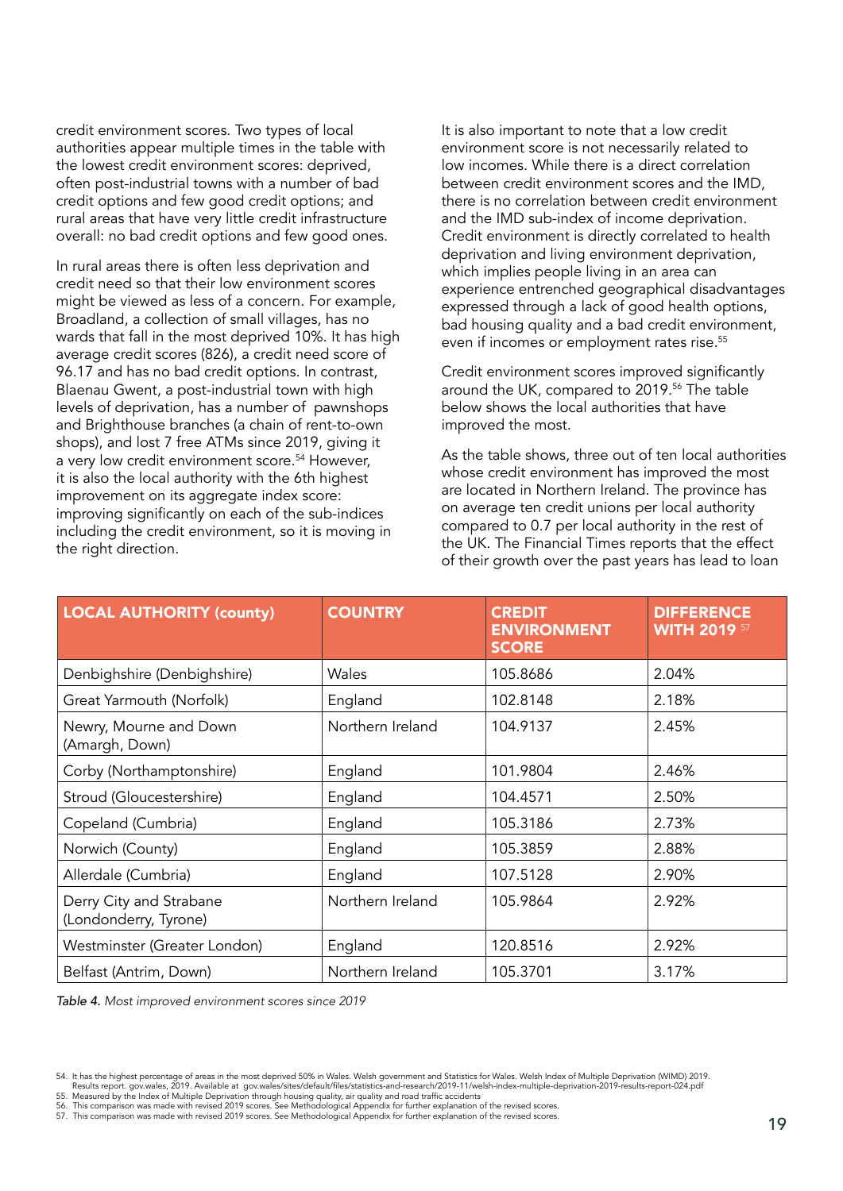credit environment scores. Two types of local authorities appear multiple times in the table with the lowest credit environment scores: deprived, often post-industrial towns with a number of bad credit options and few good credit options; and rural areas that have very little credit infrastructure overall: no bad credit options and few good ones.

In rural areas there is often less deprivation and credit need so that their low environment scores might be viewed as less of a concern. For example, Broadland, a collection of small villages, has no wards that fall in the most deprived 10%. It has high average credit scores (826), a credit need score of 96.17 and has no bad credit options. In contrast, Blaenau Gwent, a post-industrial town with high levels of deprivation, has a number of pawnshops and Brighthouse branches (a chain of rent-to-own shops), and lost 7 free ATMs since 2019, giving it a very low credit environment score.[54] However, it is also the local authority with the 6th highest improvement on its aggregate index score: improving significantly on each of the sub-indices including the credit environment, so it is moving in the right direction.

It is also important to note that a low credit environment score is not necessarily related to low incomes. While there is a direct correlation between credit environment scores and the IMD, there is no correlation between credit environment and the IMD sub-index of income deprivation. Credit environment is directly correlated to health deprivation and living environment deprivation, which implies people living in an area can experience entrenched geographical disadvantages expressed through a lack of good health options, bad housing quality and a bad credit environment, even if incomes or employment rates rise.[55]

Credit environment scores improved significantly around the UK, compared to 2019.[56] The table below shows the local authorities that have improved the most.

As the table shows, three out of ten local authorities whose credit environment has improved the most are located in Northern Ireland. The province has on average ten credit unions per local authority compared to 0.7 per local authority in the rest of the UK. The Financial Times reports that the effect of their growth over the past years has lead to loan

| LOCAL AUTHORITY (county) | COUNTRY | CREDIT ENVIRONMENT SCORE | DIFFERENCE WITH 2019 [57] |
|---|---|---|---|
| Denbighshire (Denbighshire) | Wales | 105.8686 | 2.04% |
| Great Yarmouth (Norfolk) | England | 102.8148 | 2.18% |
| Newry, Mourne and Down (Amargh, Down) | Northern Ireland | 104.9137 | 2.45% |
| Corby (Northamptonshire) | England | 101.9804 | 2.46% |
| Stroud (Gloucestershire) | England | 104.4571 | 2.50% |
| Copeland (Cumbria) | England | 105.3186 | 2.73% |
| Norwich (County) | England | 105.3859 | 2.88% |
| Allerdale (Cumbria) | England | 107.5128 | 2.90% |
| Derry City and Strabane (Londonderry, Tyrone) | Northern Ireland | 105.9864 | 2.92% |
| Westminster (Greater London) | England | 120.8516 | 2.92% |
| Belfast (Antrim, Down) | Northern Ireland | 105.3701 | 3.17% |

*Table 4. Most improved environment scores since 2019*

54. It has the highest percentage of areas in the most deprived 50% in Wales. Welsh government and Statistics for Wales. Welsh Index of Multiple Deprivation (WIMD) 2019. Results report. gov.wales, 2019. Available at gov.wales/sites/default/files/statistics-and-research/2019-11/welsh-index-multiple-deprivation-2019-results-report-024.pdf
55. Measured by the Index of Multiple Deprivation through housing quality, air quality and road traffic accidents
56. This comparison was made with revised 2019 scores. See Methodological Appendix for further explanation of the revised scores.
57. This comparison was made with revised 2019 scores. See Methodological Appendix for further explanation of the revised scores.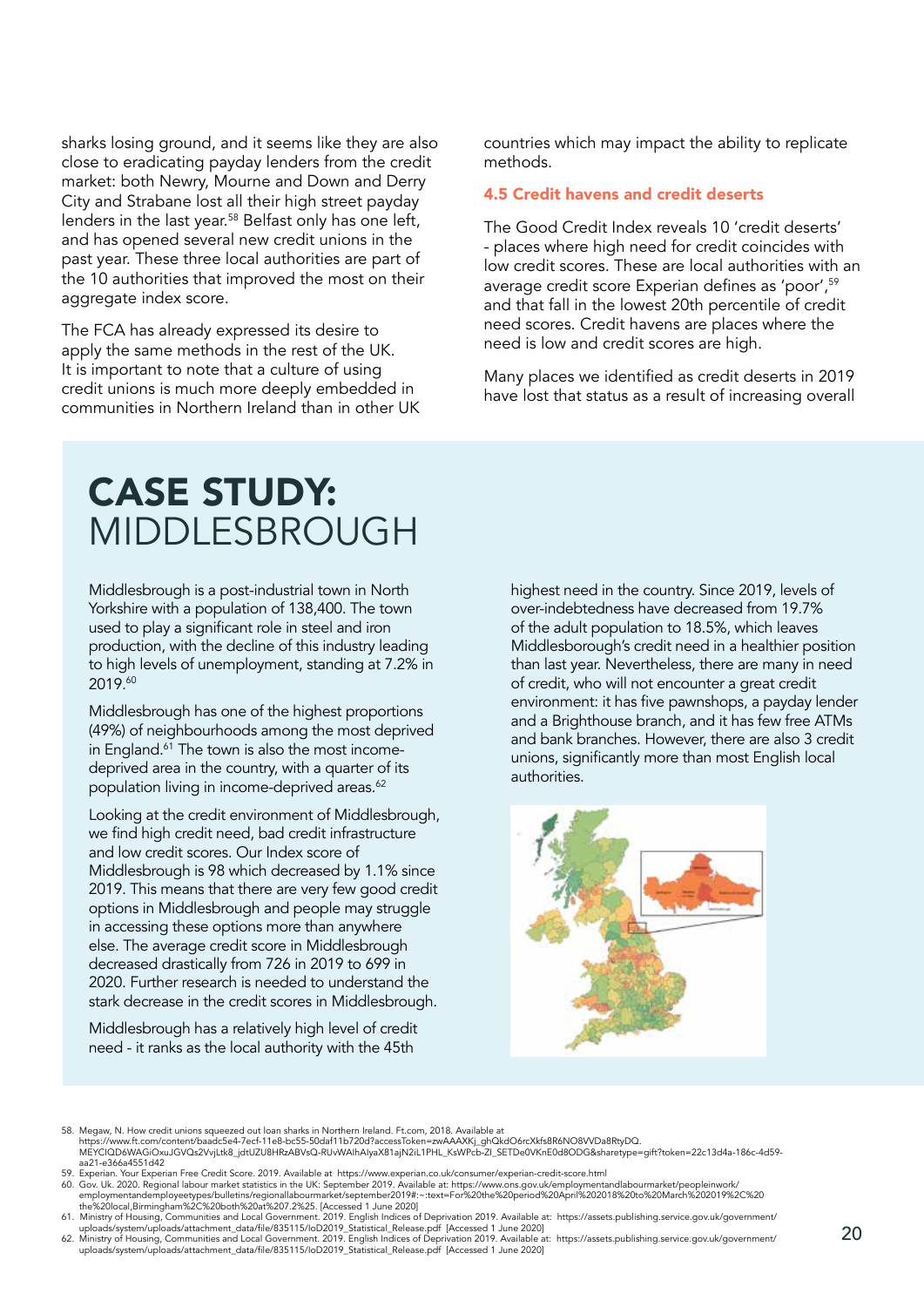sharks losing ground, and it seems like they are also close to eradicating payday lenders from the credit market: both Newry, Mourne and Down and Derry City and Strabane lost all their high street payday lenders in the last year.[58] Belfast only has one left, and has opened several new credit unions in the past year. These three local authorities are part of the 10 authorities that improved the most on their aggregate index score.

The FCA has already expressed its desire to apply the same methods in the rest of the UK. It is important to note that a culture of using credit unions is much more deeply embedded in communities in Northern Ireland than in other UK countries which may impact the ability to replicate methods.

### 4.5 Credit havens and credit deserts

The Good Credit Index reveals 10 'credit deserts' - places where high need for credit coincides with low credit scores. These are local authorities with an average credit score Experian defines as 'poor',[59] and that fall in the lowest 20th percentile of credit need scores. Credit havens are places where the need is low and credit scores are high.

Many places we identified as credit deserts in 2019 have lost that status as a result of increasing overall

## CASE STUDY: MIDDLESBROUGH

Middlesbrough is a post-industrial town in North Yorkshire with a population of 138,400. The town used to play a significant role in steel and iron production, with the decline of this industry leading to high levels of unemployment, standing at 7.2% in 2019.[60]

Middlesbrough has one of the highest proportions (49%) of neighbourhoods among the most deprived in England.[61] The town is also the most income-deprived area in the country, with a quarter of its population living in income-deprived areas.[62]

Looking at the credit environment of Middlesbrough, we find high credit need, bad credit infrastructure and low credit scores. Our Index score of Middlesbrough is 98 which decreased by 1.1% since 2019. This means that there are very few good credit options in Middlesbrough and people may struggle in accessing these options more than anywhere else. The average credit score in Middlesbrough decreased drastically from 726 in 2019 to 699 in 2020. Further research is needed to understand the stark decrease in the credit scores in Middlesbrough.

Middlesbrough has a relatively high level of credit need - it ranks as the local authority with the 45th highest need in the country. Since 2019, levels of over-indebtedness have decreased from 19.7% of the adult population to 18.5%, which leaves Middlesborough's credit need in a healthier position than last year. Nevertheless, there are many in need of credit, who will not encounter a great credit environment: it has five pawnshops, a payday lender and a Brighthouse branch, and it has few free ATMs and bank branches. However, there are also 3 credit unions, significantly more than most English local authorities.

58. Megaw, N. How credit unions squeezed out loan sharks in Northern Ireland. Ft.com, 2018. Available at https://www.ft.com/content/baadc5e4-7ecf-11e8-bc55-50daf11b720d?accessToken=zwAAAXKj_ghQkdO6rcXkfs8R6NO8VVDa8RtyDQ.MEYCIQD6WAGiOxuJGVQs2VvjLtk8_jdtUZU8HRzABVsQ-RUvWAIhAIyaX81ajN2iL1PHL_KsWPcb-ZI_SETDe0VKnE0d8ODG&sharetype=gift?token=22c13d4a-186c-4d59-aa21-e366a4551d42
59. Experian. Your Experian Free Credit Score. 2019. Available at https://www.experian.co.uk/consumer/experian-credit-score.html
60. Gov. Uk. 2020. Regional labour market statistics in the UK: September 2019. Available at: https://www.ons.gov.uk/employmentandlabourmarket/peopleinwork/employmentandemployeetypes/bulletins/regionallabourmarket/september2019#:~:text=For%20the%20period%20April%202018%20to%20March%202019%2C%20the%20local,Birmingham%2C%20both%20at%207.2%25. [Accessed 1 June 2020]
61. Ministry of Housing, Communities and Local Government. 2019. English Indices of Deprivation 2019. Available at: https://assets.publishing.service.gov.uk/government/uploads/system/uploads/attachment_data/file/835115/IoD2019_Statistical_Release.pdf [Accessed 1 June 2020]
62. Ministry of Housing, Communities and Local Government. 2019. English Indices of Deprivation 2019. Available at: https://assets.publishing.service.gov.uk/government/uploads/system/uploads/attachment_data/file/835115/IoD2019_Statistical_Release.pdf [Accessed 1 June 2020]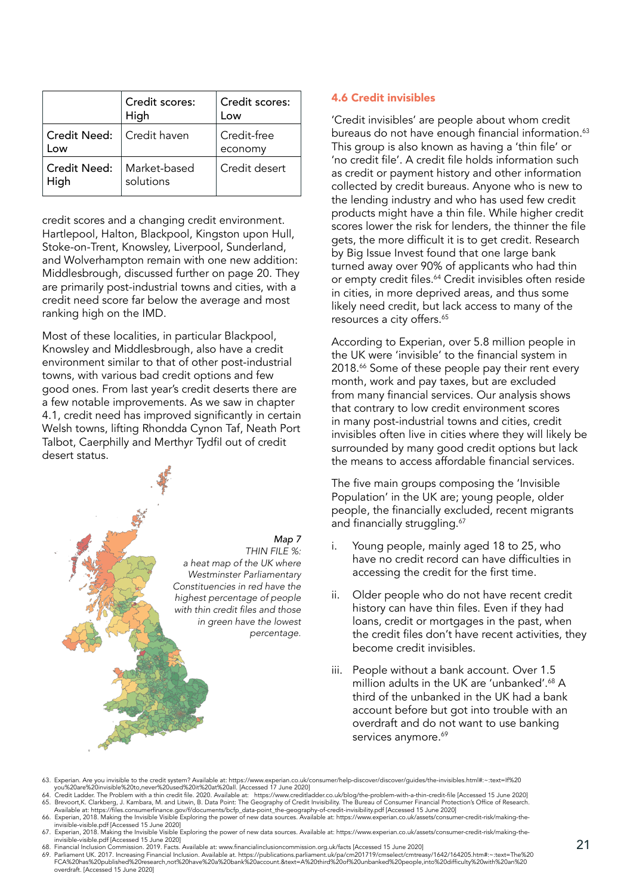| | Credit scores: High | Credit scores: Low |
|---|---|---|
| Credit Need: Low | Credit haven | Credit-free economy |
| Credit Need: High | Market-based solutions | Credit desert |

credit scores and a changing credit environment. Hartlepool, Halton, Blackpool, Kingston upon Hull, Stoke-on-Trent, Knowsley, Liverpool, Sunderland, and Wolverhampton remain with one new addition: Middlesbrough, discussed further on page 20. They are primarily post-industrial towns and cities, with a credit need score far below the average and most ranking high on the IMD.

Most of these localities, in particular Blackpool, Knowsley and Middlesbrough, also have a credit environment similar to that of other post-industrial towns, with various bad credit options and few good ones. From last year's credit deserts there are a few notable improvements. As we saw in chapter 4.1, credit need has improved significantly in certain Welsh towns, lifting Rhondda Cynon Taf, Neath Port Talbot, Caerphilly and Merthyr Tydfil out of credit desert status.

*Map 7*

*THIN FILE %: a heat map of the UK where Westminster Parliamentary Constituencies in red have the highest percentage of people with thin credit files and those in green have the lowest percentage.*

## 4.6 Credit invisibles

'Credit invisibles' are people about whom credit bureaus do not have enough financial information.[63] This group is also known as having a 'thin file' or 'no credit file'. A credit file holds information such as credit or payment history and other information collected by credit bureaus. Anyone who is new to the lending industry and who has used few credit products might have a thin file. While higher credit scores lower the risk for lenders, the thinner the file gets, the more difficult it is to get credit. Research by Big Issue Invest found that one large bank turned away over 90% of applicants who had thin or empty credit files.[64] Credit invisibles often reside in cities, in more deprived areas, and thus some likely need credit, but lack access to many of the resources a city offers.[65]

According to Experian, over 5.8 million people in the UK were 'invisible' to the financial system in 2018.[66] Some of these people pay their rent every month, work and pay taxes, but are excluded from many financial services. Our analysis shows that contrary to low credit environment scores in many post-industrial towns and cities, credit invisibles often live in cities where they will likely be surrounded by many good credit options but lack the means to access affordable financial services.

The five main groups composing the 'Invisible Population' in the UK are; young people, older people, the financially excluded, recent migrants and financially struggling.[67]

i. Young people, mainly aged 18 to 25, who have no credit record can have difficulties in accessing the credit for the first time.

ii. Older people who do not have recent credit history can have thin files. Even if they had loans, credit or mortgages in the past, when the credit files don't have recent activities, they become credit invisibles.

iii. People without a bank account. Over 1.5 million adults in the UK are 'unbanked'.[68] A third of the unbanked in the UK had a bank account before but got into trouble with an overdraft and do not want to use banking services anymore.[69]

63. Experian. Are you invisible to the credit system? Available at: https://www.experian.co.uk/consumer/help-discover/discover/guides/the-invisibles.html#:~:text=If%20you%20are%20invisible%20to,never%20used%20it%20at%20all. [Accessed 17 June 2020]
64. Credit Ladder. The Problem with a thin credit file. 2020. Available at: https://www.creditladder.co.uk/blog/the-problem-with-a-thin-credit-file [Accessed 15 June 2020]
65. Brevoort,K. Clarkberg, J. Kambara, M. and Litwin, B. Data Point: The Geography of Credit Invisibility. The Bureau of Consumer Financial Protection's Office of Research. Available at: https://files.consumerfinance.gov/f/documents/bcfp_data-point_the-geography-of-credit-invisibility.pdf [Accessed 15 June 2020]
66. Experian, 2018. Making the Invisible Visible Exploring the power of new data sources. Available at: https://www.experian.co.uk/assets/consumer-credit-risk/making-the-invisible-visible.pdf [Accessed 15 June 2020]
67. Experian, 2018. Making the Invisible Visible Exploring the power of new data sources. Available at: https://www.experian.co.uk/assets/consumer-credit-risk/making-the-invisible-visible.pdf [Accessed 15 June 2020]
68. Financial Inclusion Commission. 2019. Facts. Available at: www.financialinclusioncommission.org.uk/facts [Accessed 15 June 2020]
69. Parliament UK. 2017. Increasing Financial Inclusion. Available at: https://publications.parliament.uk/pa/cm201719/cmselect/cmtreasy/1642/164205.htm#:~:text=The%20FCA%20has%20published%20research,not%20have%20a%20bank%20account.&text=A%20third%20of%20unbanked%20people,into%20difficulty%20with%20an%20overdraft. [Accessed 15 June 2020]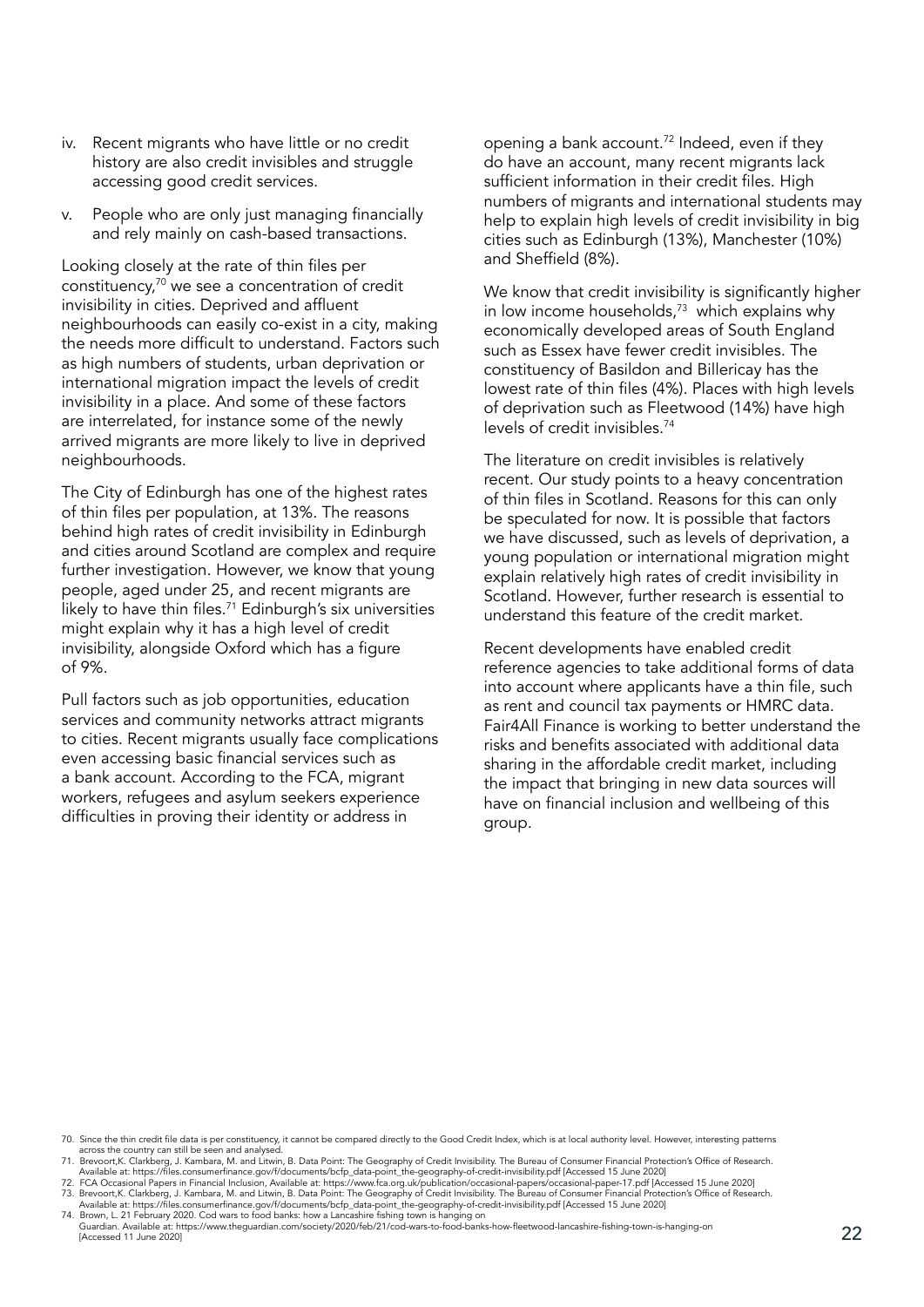iv. Recent migrants who have little or no credit history are also credit invisibles and struggle accessing good credit services.

v. People who are only just managing financially and rely mainly on cash-based transactions.

Looking closely at the rate of thin files per constituency,[70] we see a concentration of credit invisibility in cities. Deprived and affluent neighbourhoods can easily co-exist in a city, making the needs more difficult to understand. Factors such as high numbers of students, urban deprivation or international migration impact the levels of credit invisibility in a place. And some of these factors are interrelated, for instance some of the newly arrived migrants are more likely to live in deprived neighbourhoods.

The City of Edinburgh has one of the highest rates of thin files per population, at 13%. The reasons behind high rates of credit invisibility in Edinburgh and cities around Scotland are complex and require further investigation. However, we know that young people, aged under 25, and recent migrants are likely to have thin files.[71] Edinburgh's six universities might explain why it has a high level of credit invisibility, alongside Oxford which has a figure of 9%.

Pull factors such as job opportunities, education services and community networks attract migrants to cities. Recent migrants usually face complications even accessing basic financial services such as a bank account. According to the FCA, migrant workers, refugees and asylum seekers experience difficulties in proving their identity or address in opening a bank account.[72] Indeed, even if they do have an account, many recent migrants lack sufficient information in their credit files. High numbers of migrants and international students may help to explain high levels of credit invisibility in big cities such as Edinburgh (13%), Manchester (10%) and Sheffield (8%).

We know that credit invisibility is significantly higher in low income households,[73] which explains why economically developed areas of South England such as Essex have fewer credit invisibles. The constituency of Basildon and Billericay has the lowest rate of thin files (4%). Places with high levels of deprivation such as Fleetwood (14%) have high levels of credit invisibles.[74]

The literature on credit invisibles is relatively recent. Our study points to a heavy concentration of thin files in Scotland. Reasons for this can only be speculated for now. It is possible that factors we have discussed, such as levels of deprivation, a young population or international migration might explain relatively high rates of credit invisibility in Scotland. However, further research is essential to understand this feature of the credit market.

Recent developments have enabled credit reference agencies to take additional forms of data into account where applicants have a thin file, such as rent and council tax payments or HMRC data. Fair4All Finance is working to better understand the risks and benefits associated with additional data sharing in the affordable credit market, including the impact that bringing in new data sources will have on financial inclusion and wellbeing of this group.

70. Since the thin credit file data is per constituency, it cannot be compared directly to the Good Credit Index, which is at local authority level. However, interesting patterns across the country can still be seen and analysed.
71. Brevoort,K. Clarkberg, J. Kambara, M. and Litwin, B. Data Point: The Geography of Credit Invisibility. The Bureau of Consumer Financial Protection's Office of Research. Available at: https://files.consumerfinance.gov/f/documents/bcfp_data-point_the-geography-of-credit-invisibility.pdf [Accessed 15 June 2020]
72. FCA Occasional Papers in Financial Inclusion, Available at: https://www.fca.org.uk/publication/occasional-papers/occasional-paper-17.pdf [Accessed 15 June 2020]
73. Brevoort,K. Clarkberg, J. Kambara, M. and Litwin, B. Data Point: The Geography of Credit Invisibility. The Bureau of Consumer Financial Protection's Office of Research. Available at: https://files.consumerfinance.gov/f/documents/bcfp_data-point_the-geography-of-credit-invisibility.pdf [Accessed 15 June 2020]
74. Brown, L. 21 February 2020. Cod wars to food banks: how a Lancashire fishing town is hanging on Guardian. Available at: https://www.theguardian.com/society/2020/feb/21/cod-wars-to-food-banks-how-fleetwood-lancashire-fishing-town-is-hanging-on [Accessed 11 June 2020]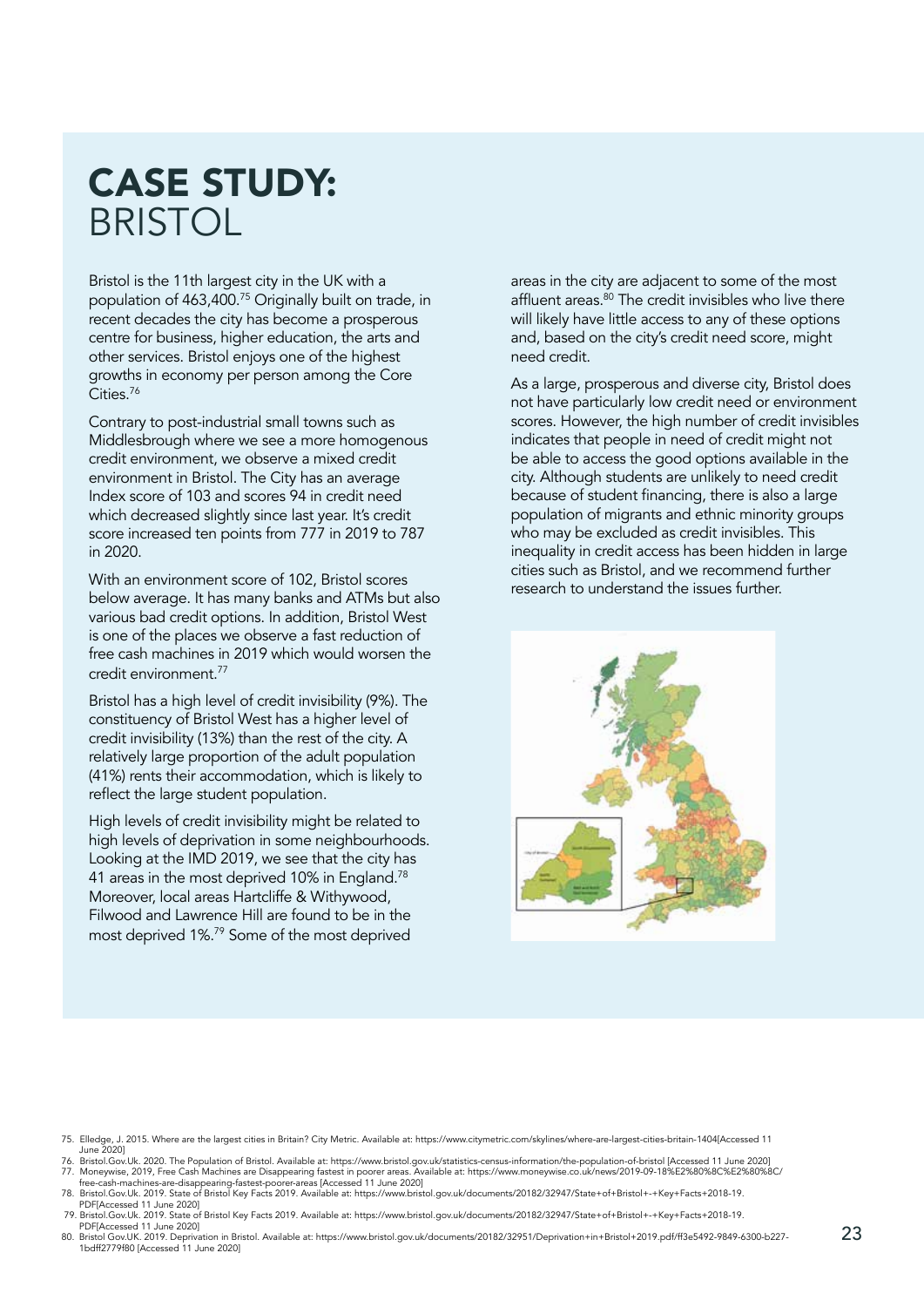# CASE STUDY: BRISTOL

Bristol is the 11th largest city in the UK with a population of 463,400.[75] Originally built on trade, in recent decades the city has become a prosperous centre for business, higher education, the arts and other services. Bristol enjoys one of the highest growths in economy per person among the Core Cities.[76]

Contrary to post-industrial small towns such as Middlesbrough where we see a more homogenous credit environment, we observe a mixed credit environment in Bristol. The City has an average Index score of 103 and scores 94 in credit need which decreased slightly since last year. It's credit score increased ten points from 777 in 2019 to 787 in 2020.

With an environment score of 102, Bristol scores below average. It has many banks and ATMs but also various bad credit options. In addition, Bristol West is one of the places we observe a fast reduction of free cash machines in 2019 which would worsen the credit environment.[77]

Bristol has a high level of credit invisibility (9%). The constituency of Bristol West has a higher level of credit invisibility (13%) than the rest of the city. A relatively large proportion of the adult population (41%) rents their accommodation, which is likely to reflect the large student population.

High levels of credit invisibility might be related to high levels of deprivation in some neighbourhoods. Looking at the IMD 2019, we see that the city has 41 areas in the most deprived 10% in England.[78] Moreover, local areas Hartcliffe & Withywood, Filwood and Lawrence Hill are found to be in the most deprived 1%.[79] Some of the most deprived areas in the city are adjacent to some of the most affluent areas.[80] The credit invisibles who live there will likely have little access to any of these options and, based on the city's credit need score, might need credit.

As a large, prosperous and diverse city, Bristol does not have particularly low credit need or environment scores. However, the high number of credit invisibles indicates that people in need of credit might not be able to access the good options available in the city. Although students are unlikely to need credit because of student financing, there is also a large population of migrants and ethnic minority groups who may be excluded as credit invisibles. This inequality in credit access has been hidden in large cities such as Bristol, and we recommend further research to understand the issues further.

75. Elledge, J. 2015. Where are the largest cities in Britain? City Metric. Available at: https://www.citymetric.com/skylines/where-are-largest-cities-britain-1404[Accessed 11 June 2020]
76. Bristol.Gov.Uk. 2020. The Population of Bristol. Available at: https://www.bristol.gov.uk/statistics-census-information/the-population-of-bristol [Accessed 11 June 2020]
77. Moneywise, 2019, Free Cash Machines are Disappearing fastest in poorer areas. Available at: https://www.moneywise.co.uk/news/2019-09-18%E2%80%8C%E2%80%8C/free-cash-machines-are-disappearing-fastest-poorer-areas [Accessed 11 June 2020]
78. Bristol.Gov.Uk. 2019. State of Bristol Key Facts 2019. Available at: https://www.bristol.gov.uk/documents/20182/32947/State+of+Bristol+-+Key+Facts+2018-19.PDF[Accessed 11 June 2020]
79. Bristol.Gov.Uk. 2019. State of Bristol Key Facts 2019. Available at: https://www.bristol.gov.uk/documents/20182/32947/State+of+Bristol+-+Key+Facts+2018-19.PDF[Accessed 11 June 2020]
80. Bristol Gov.UK. 2019. Deprivation in Bristol. Available at: https://www.bristol.gov.uk/documents/20182/32951/Deprivation+in+Bristol+2019.pdf/ff3e5492-9849-6300-b227-1bdff2779f80 [Accessed 11 June 2020]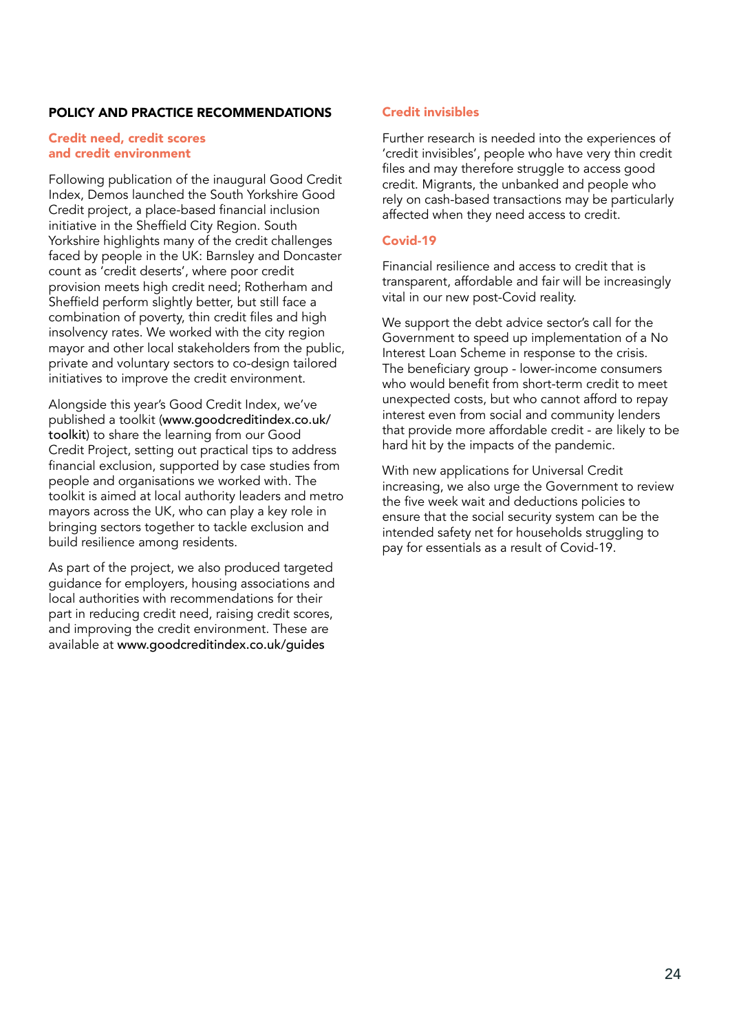## POLICY AND PRACTICE RECOMMENDATIONS

### Credit need, credit scores and credit environment

Following publication of the inaugural Good Credit Index, Demos launched the South Yorkshire Good Credit project, a place-based financial inclusion initiative in the Sheffield City Region. South Yorkshire highlights many of the credit challenges faced by people in the UK: Barnsley and Doncaster count as 'credit deserts', where poor credit provision meets high credit need; Rotherham and Sheffield perform slightly better, but still face a combination of poverty, thin credit files and high insolvency rates. We worked with the city region mayor and other local stakeholders from the public, private and voluntary sectors to co-design tailored initiatives to improve the credit environment.

Alongside this year's Good Credit Index, we've published a toolkit (www.goodcreditindex.co.uk/toolkit) to share the learning from our Good Credit Project, setting out practical tips to address financial exclusion, supported by case studies from people and organisations we worked with. The toolkit is aimed at local authority leaders and metro mayors across the UK, who can play a key role in bringing sectors together to tackle exclusion and build resilience among residents.

As part of the project, we also produced targeted guidance for employers, housing associations and local authorities with recommendations for their part in reducing credit need, raising credit scores, and improving the credit environment. These are available at www.goodcreditindex.co.uk/guides

### Credit invisibles

Further research is needed into the experiences of 'credit invisibles', people who have very thin credit files and may therefore struggle to access good credit. Migrants, the unbanked and people who rely on cash-based transactions may be particularly affected when they need access to credit.

### Covid-19

Financial resilience and access to credit that is transparent, affordable and fair will be increasingly vital in our new post-Covid reality.

We support the debt advice sector's call for the Government to speed up implementation of a No Interest Loan Scheme in response to the crisis. The beneficiary group - lower-income consumers who would benefit from short-term credit to meet unexpected costs, but who cannot afford to repay interest even from social and community lenders that provide more affordable credit - are likely to be hard hit by the impacts of the pandemic.

With new applications for Universal Credit increasing, we also urge the Government to review the five week wait and deductions policies to ensure that the social security system can be the intended safety net for households struggling to pay for essentials as a result of Covid-19.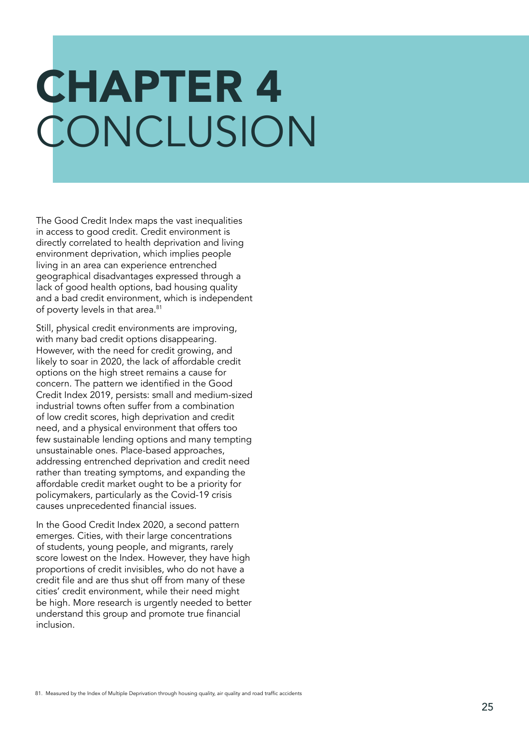# CHAPTER 4 CONCLUSION

The Good Credit Index maps the vast inequalities in access to good credit. Credit environment is directly correlated to health deprivation and living environment deprivation, which implies people living in an area can experience entrenched geographical disadvantages expressed through a lack of good health options, bad housing quality and a bad credit environment, which is independent of poverty levels in that area.[81]

Still, physical credit environments are improving, with many bad credit options disappearing. However, with the need for credit growing, and likely to soar in 2020, the lack of affordable credit options on the high street remains a cause for concern. The pattern we identified in the Good Credit Index 2019, persists: small and medium-sized industrial towns often suffer from a combination of low credit scores, high deprivation and credit need, and a physical environment that offers too few sustainable lending options and many tempting unsustainable ones. Place-based approaches, addressing entrenched deprivation and credit need rather than treating symptoms, and expanding the affordable credit market ought to be a priority for policymakers, particularly as the Covid-19 crisis causes unprecedented financial issues.

In the Good Credit Index 2020, a second pattern emerges. Cities, with their large concentrations of students, young people, and migrants, rarely score lowest on the Index. However, they have high proportions of credit invisibles, who do not have a credit file and are thus shut off from many of these cities' credit environment, while their need might be high. More research is urgently needed to better understand this group and promote true financial inclusion.

81. Measured by the Index of Multiple Deprivation through housing quality, air quality and road traffic accidents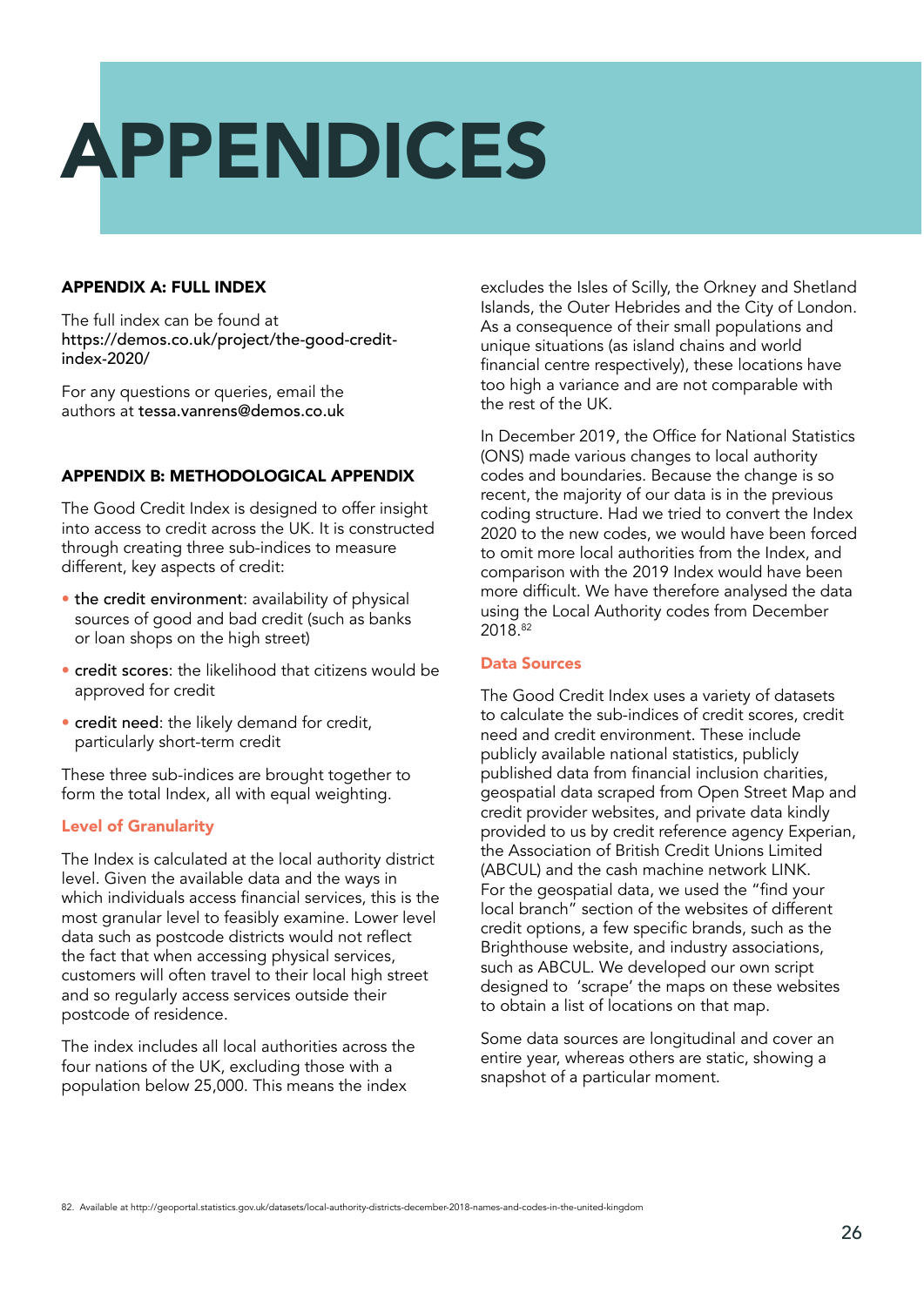# APPENDICES

### APPENDIX A: FULL INDEX

The full index can be found at https://demos.co.uk/project/the-good-credit-index-2020/

For any questions or queries, email the authors at tessa.vanrens@demos.co.uk

### APPENDIX B: METHODOLOGICAL APPENDIX

The Good Credit Index is designed to offer insight into access to credit across the UK. It is constructed through creating three sub-indices to measure different, key aspects of credit:

- **the credit environment**: availability of physical sources of good and bad credit (such as banks or loan shops on the high street)
- **credit scores**: the likelihood that citizens would be approved for credit
- **credit need**: the likely demand for credit, particularly short-term credit

These three sub-indices are brought together to form the total Index, all with equal weighting.

#### Level of Granularity

The Index is calculated at the local authority district level. Given the available data and the ways in which individuals access financial services, this is the most granular level to feasibly examine. Lower level data such as postcode districts would not reflect the fact that when accessing physical services, customers will often travel to their local high street and so regularly access services outside their postcode of residence.

The index includes all local authorities across the four nations of the UK, excluding those with a population below 25,000. This means the index excludes the Isles of Scilly, the Orkney and Shetland Islands, the Outer Hebrides and the City of London. As a consequence of their small populations and unique situations (as island chains and world financial centre respectively), these locations have too high a variance and are not comparable with the rest of the UK.

In December 2019, the Office for National Statistics (ONS) made various changes to local authority codes and boundaries. Because the change is so recent, the majority of our data is in the previous coding structure. Had we tried to convert the Index 2020 to the new codes, we would have been forced to omit more local authorities from the Index, and comparison with the 2019 Index would have been more difficult. We have therefore analysed the data using the Local Authority codes from December 2018.[82]

#### Data Sources

The Good Credit Index uses a variety of datasets to calculate the sub-indices of credit scores, credit need and credit environment. These include publicly available national statistics, publicly published data from financial inclusion charities, geospatial data scraped from Open Street Map and credit provider websites, and private data kindly provided to us by credit reference agency Experian, the Association of British Credit Unions Limited (ABCUL) and the cash machine network LINK. For the geospatial data, we used the "find your local branch" section of the websites of different credit options, a few specific brands, such as the Brighthouse website, and industry associations, such as ABCUL. We developed our own script designed to 'scrape' the maps on these websites to obtain a list of locations on that map.

Some data sources are longitudinal and cover an entire year, whereas others are static, showing a snapshot of a particular moment.

82. Available at http://geoportal.statistics.gov.uk/datasets/local-authority-districts-december-2018-names-and-codes-in-the-united-kingdom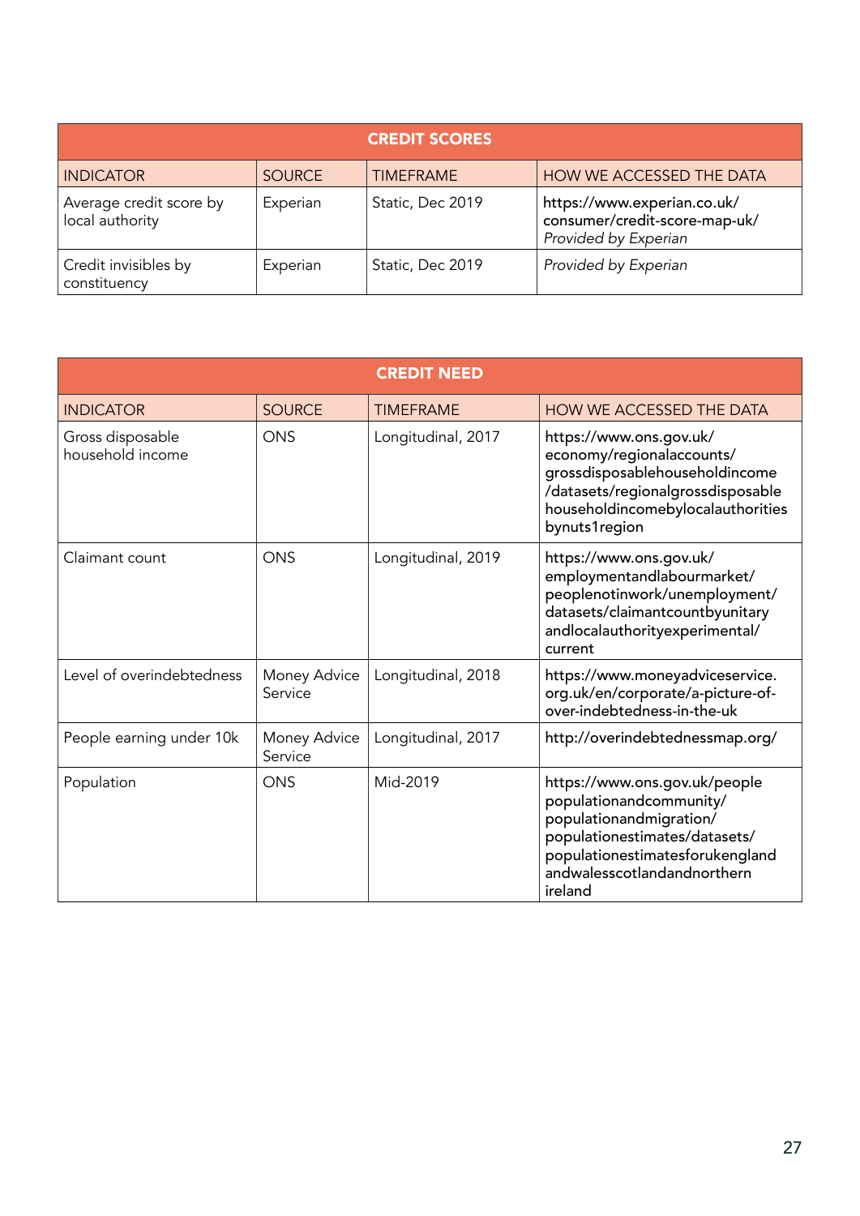| CREDIT SCORES | | | |
|---|---|---|---|
| INDICATOR | SOURCE | TIMEFRAME | HOW WE ACCESSED THE DATA |
| Average credit score by local authority | Experian | Static, Dec 2019 | https://www.experian.co.uk/consumer/credit-score-map-uk/ *Provided by Experian* |
| Credit invisibles by constituency | Experian | Static, Dec 2019 | *Provided by Experian* |

| CREDIT NEED | | | |
|---|---|---|---|
| INDICATOR | SOURCE | TIMEFRAME | HOW WE ACCESSED THE DATA |
| Gross disposable household income | ONS | Longitudinal, 2017 | https://www.ons.gov.uk/economy/regionalaccounts/grossdisposablehouseholdincome/datasets/regionalgrossdisposablehouseholdincomebylocalauthoritiesbynuts1region |
| Claimant count | ONS | Longitudinal, 2019 | https://www.ons.gov.uk/employmentandlabourmarket/peoplenotinwork/unemployment/datasets/claimantcountbyunitaryandlocalauthorityexperimental/current |
| Level of overindebtedness | Money Advice Service | Longitudinal, 2018 | https://www.moneyadviceservice.org.uk/en/corporate/a-picture-of-over-indebtedness-in-the-uk |
| People earning under 10k | Money Advice Service | Longitudinal, 2017 | http://overindebtednessmap.org/ |
| Population | ONS | Mid-2019 | https://www.ons.gov.uk/peoplepopulationandcommunity/populationandmigration/populationestimates/datasets/populationestimatesforukenglandandwalesscotlandandnorthernireland |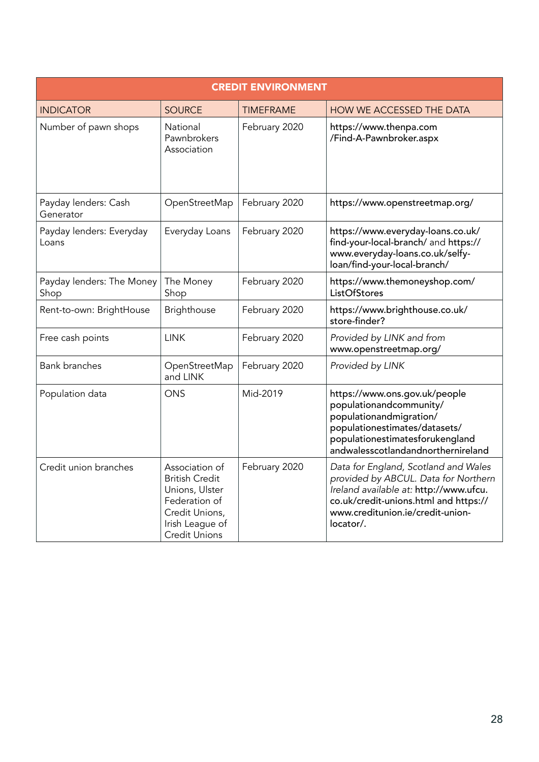| CREDIT ENVIRONMENT | | | |
|---|---|---|---|
| INDICATOR | SOURCE | TIMEFRAME | HOW WE ACCESSED THE DATA |
| Number of pawn shops | National Pawnbrokers Association | February 2020 | https://www.thenpa.com/Find-A-Pawnbroker.aspx |
| Payday lenders: Cash Generator | OpenStreetMap | February 2020 | https://www.openstreetmap.org/ |
| Payday lenders: Everyday Loans | Everyday Loans | February 2020 | https://www.everyday-loans.co.uk/find-your-local-branch/ and https://www.everyday-loans.co.uk/selfy-loan/find-your-local-branch/ |
| Payday lenders: The Money Shop | The Money Shop | February 2020 | https://www.themoneyshop.com/ListOfStores |
| Rent-to-own: BrightHouse | Brighthouse | February 2020 | https://www.brighthouse.co.uk/store-finder? |
| Free cash points | LINK | February 2020 | *Provided by LINK and from* www.openstreetmap.org/ |
| Bank branches | OpenStreetMap and LINK | February 2020 | *Provided by LINK* |
| Population data | ONS | Mid-2019 | https://www.ons.gov.uk/peoplepopulationandcommunity/populationandmigration/populationestimates/datasets/populationestimatesforukenglandandwalesscotlandandnorthernireland |
| Credit union branches | Association of British Credit Unions, Ulster Federation of Credit Unions, Irish League of Credit Unions | February 2020 | *Data for England, Scotland and Wales provided by ABCUL. Data for Northern Ireland available at:* http://www.ufcu.co.uk/credit-unions.html and https://www.creditunion.ie/credit-union-locator/. |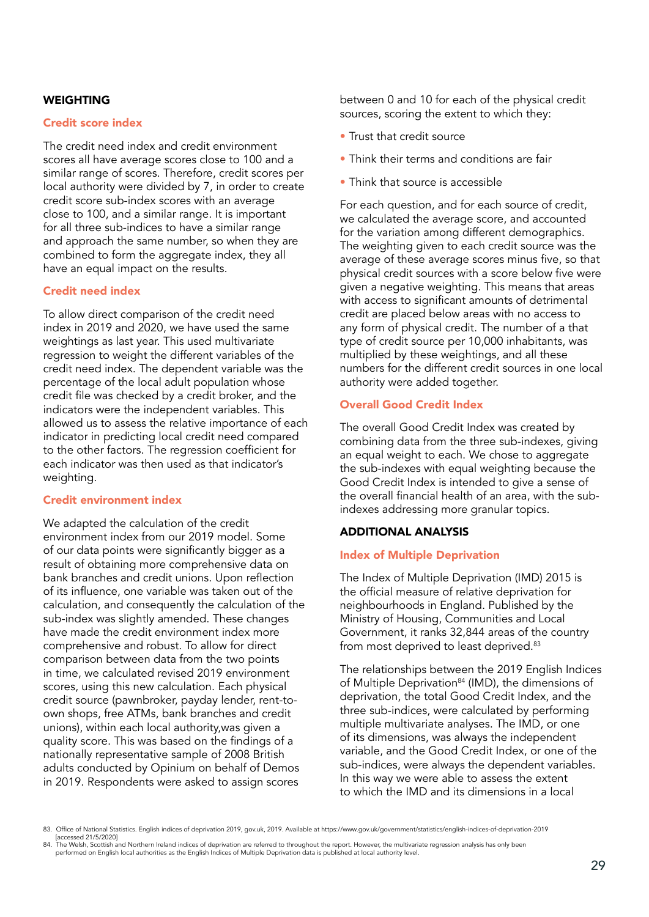## WEIGHTING

### Credit score index

The credit need index and credit environment scores all have average scores close to 100 and a similar range of scores. Therefore, credit scores per local authority were divided by 7, in order to create credit score sub-index scores with an average close to 100, and a similar range. It is important for all three sub-indices to have a similar range and approach the same number, so when they are combined to form the aggregate index, they all have an equal impact on the results.

### Credit need index

To allow direct comparison of the credit need index in 2019 and 2020, we have used the same weightings as last year. This used multivariate regression to weight the different variables of the credit need index. The dependent variable was the percentage of the local adult population whose credit file was checked by a credit broker, and the indicators were the independent variables. This allowed us to assess the relative importance of each indicator in predicting local credit need compared to the other factors. The regression coefficient for each indicator was then used as that indicator's weighting.

### Credit environment index

We adapted the calculation of the credit environment index from our 2019 model. Some of our data points were significantly bigger as a result of obtaining more comprehensive data on bank branches and credit unions. Upon reflection of its influence, one variable was taken out of the calculation, and consequently the calculation of the sub-index was slightly amended. These changes have made the credit environment index more comprehensive and robust. To allow for direct comparison between data from the two points in time, we calculated revised 2019 environment scores, using this new calculation. Each physical credit source (pawnbroker, payday lender, rent-to-own shops, free ATMs, bank branches and credit unions), within each local authority,was given a quality score. This was based on the findings of a nationally representative sample of 2008 British adults conducted by Opinium on behalf of Demos in 2019. Respondents were asked to assign scores between 0 and 10 for each of the physical credit sources, scoring the extent to which they:

- Trust that credit source
- Think their terms and conditions are fair
- Think that source is accessible

For each question, and for each source of credit, we calculated the average score, and accounted for the variation among different demographics. The weighting given to each credit source was the average of these average scores minus five, so that physical credit sources with a score below five were given a negative weighting. This means that areas with access to significant amounts of detrimental credit are placed below areas with no access to any form of physical credit. The number of a that type of credit source per 10,000 inhabitants, was multiplied by these weightings, and all these numbers for the different credit sources in one local authority were added together.

### Overall Good Credit Index

The overall Good Credit Index was created by combining data from the three sub-indexes, giving an equal weight to each. We chose to aggregate the sub-indexes with equal weighting because the Good Credit Index is intended to give a sense of the overall financial health of an area, with the sub-indexes addressing more granular topics.

## ADDITIONAL ANALYSIS

### Index of Multiple Deprivation

The Index of Multiple Deprivation (IMD) 2015 is the official measure of relative deprivation for neighbourhoods in England. Published by the Ministry of Housing, Communities and Local Government, it ranks 32,844 areas of the country from most deprived to least deprived.[83]

The relationships between the 2019 English Indices of Multiple Deprivation[84] (IMD), the dimensions of deprivation, the total Good Credit Index, and the three sub-indices, were calculated by performing multiple multivariate analyses. The IMD, or one of its dimensions, was always the independent variable, and the Good Credit Index, or one of the sub-indices, were always the dependent variables. In this way we were able to assess the extent to which the IMD and its dimensions in a local

83. Office of National Statistics. English indices of deprivation 2019, gov.uk, 2019. Available at https://www.gov.uk/government/statistics/english-indices-of-deprivation-2019 [accessed 21/5/2020]
84. The Welsh, Scottish and Northern Ireland indices of deprivation are referred to throughout the report. However, the multivariate regression analysis has only been performed on English local authorities as the English Indices of Multiple Deprivation data is published at local authority level.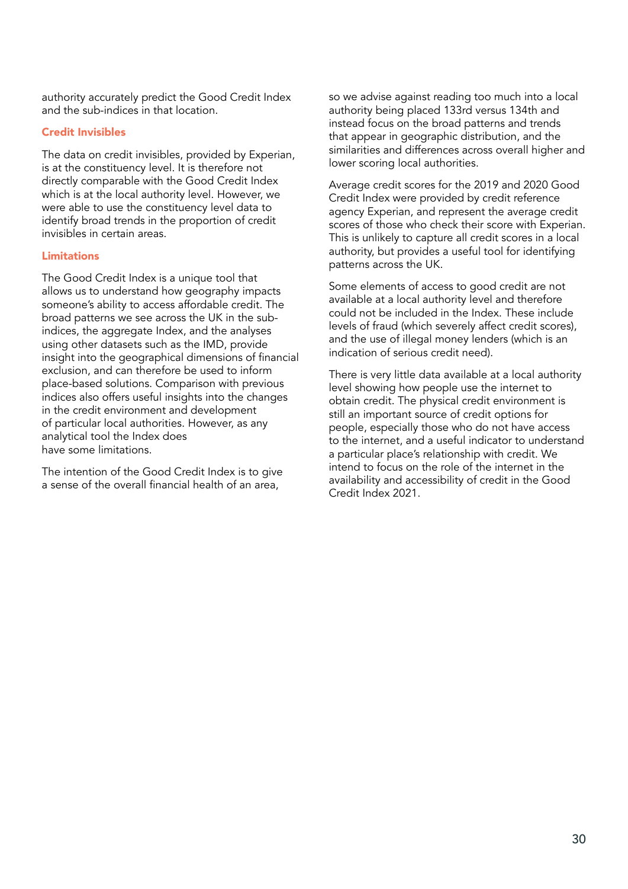authority accurately predict the Good Credit Index and the sub-indices in that location.

### Credit Invisibles

The data on credit invisibles, provided by Experian, is at the constituency level. It is therefore not directly comparable with the Good Credit Index which is at the local authority level. However, we were able to use the constituency level data to identify broad trends in the proportion of credit invisibles in certain areas.

### Limitations

The Good Credit Index is a unique tool that allows us to understand how geography impacts someone's ability to access affordable credit. The broad patterns we see across the UK in the sub-indices, the aggregate Index, and the analyses using other datasets such as the IMD, provide insight into the geographical dimensions of financial exclusion, and can therefore be used to inform place-based solutions. Comparison with previous indices also offers useful insights into the changes in the credit environment and development of particular local authorities. However, as any analytical tool the Index does have some limitations.

The intention of the Good Credit Index is to give a sense of the overall financial health of an area, so we advise against reading too much into a local authority being placed 133rd versus 134th and instead focus on the broad patterns and trends that appear in geographic distribution, and the similarities and differences across overall higher and lower scoring local authorities.

Average credit scores for the 2019 and 2020 Good Credit Index were provided by credit reference agency Experian, and represent the average credit scores of those who check their score with Experian. This is unlikely to capture all credit scores in a local authority, but provides a useful tool for identifying patterns across the UK.

Some elements of access to good credit are not available at a local authority level and therefore could not be included in the Index. These include levels of fraud (which severely affect credit scores), and the use of illegal money lenders (which is an indication of serious credit need).

There is very little data available at a local authority level showing how people use the internet to obtain credit. The physical credit environment is still an important source of credit options for people, especially those who do not have access to the internet, and a useful indicator to understand a particular place's relationship with credit. We intend to focus on the role of the internet in the availability and accessibility of credit in the Good Credit Index 2021.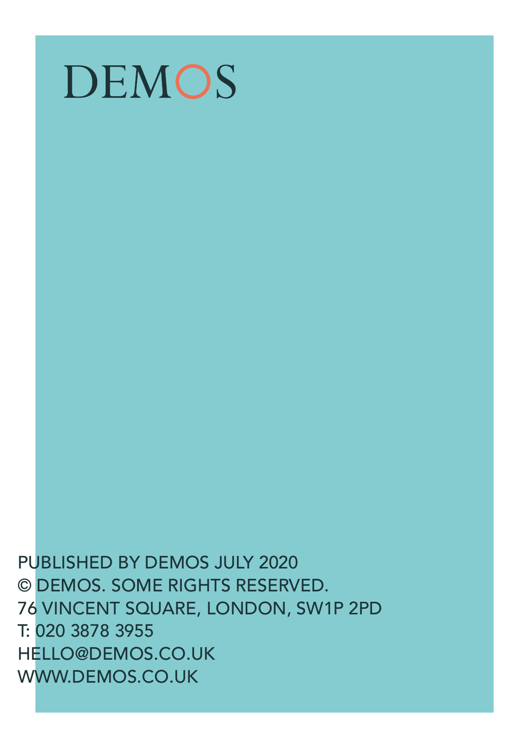DEMOS

PUBLISHED BY DEMOS JULY 2020
© DEMOS. SOME RIGHTS RESERVED.
76 VINCENT SQUARE, LONDON, SW1P 2PD
T: 020 3878 3955
HELLO@DEMOS.CO.UK
WWW.DEMOS.CO.UK